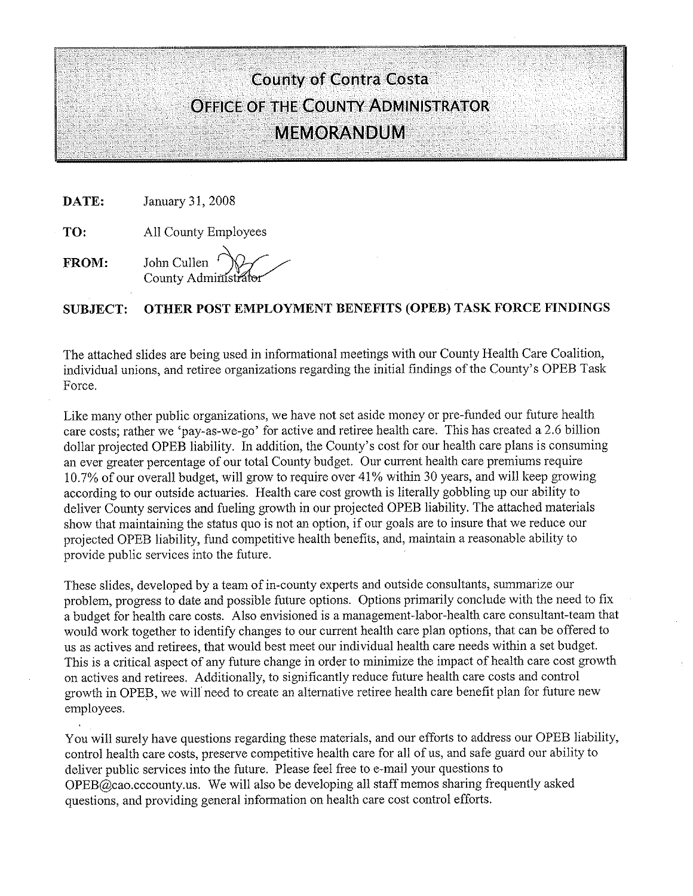# County of Contra Costa
## Office of the County Administrator
## MEMORANDUM

**DATE:** January 31, 2008

**TO:** All County Employees

**FROM:** John Cullen
County Administrator

**SUBJECT: OTHER POST EMPLOYMENT BENEFITS (OPEB) TASK FORCE FINDINGS**

The attached slides are being used in informational meetings with our County Health Care Coalition, individual unions, and retiree organizations regarding the initial findings of the County's OPEB Task Force.

Like many other public organizations, we have not set aside money or pre-funded our future health care costs; rather we 'pay-as-we-go' for active and retiree health care. This has created a 2.6 billion dollar projected OPEB liability. In addition, the County's cost for our health care plans is consuming an ever greater percentage of our total County budget. Our current health care premiums require 10.7% of our overall budget, will grow to require over 41% within 30 years, and will keep growing according to our outside actuaries. Health care cost growth is literally gobbling up our ability to deliver County services and fueling growth in our projected OPEB liability. The attached materials show that maintaining the status quo is not an option, if our goals are to insure that we reduce our projected OPEB liability, fund competitive health benefits, and, maintain a reasonable ability to provide public services into the future.

These slides, developed by a team of in-county experts and outside consultants, summarize our problem, progress to date and possible future options. Options primarily conclude with the need to fix a budget for health care costs. Also envisioned is a management-labor-health care consultant-team that would work together to identify changes to our current health care plan options, that can be offered to us as actives and retirees, that would best meet our individual health care needs within a set budget. This is a critical aspect of any future change in order to minimize the impact of health care cost growth on actives and retirees. Additionally, to significantly reduce future health care costs and control growth in OPEB, we will need to create an alternative retiree health care benefit plan for future new employees.

You will surely have questions regarding these materials, and our efforts to address our OPEB liability, control health care costs, preserve competitive health care for all of us, and safe guard our ability to deliver public services into the future. Please feel free to e-mail your questions to OPEB@cao.cccounty.us. We will also be developing all staff memos sharing frequently asked questions, and providing general information on health care cost control efforts.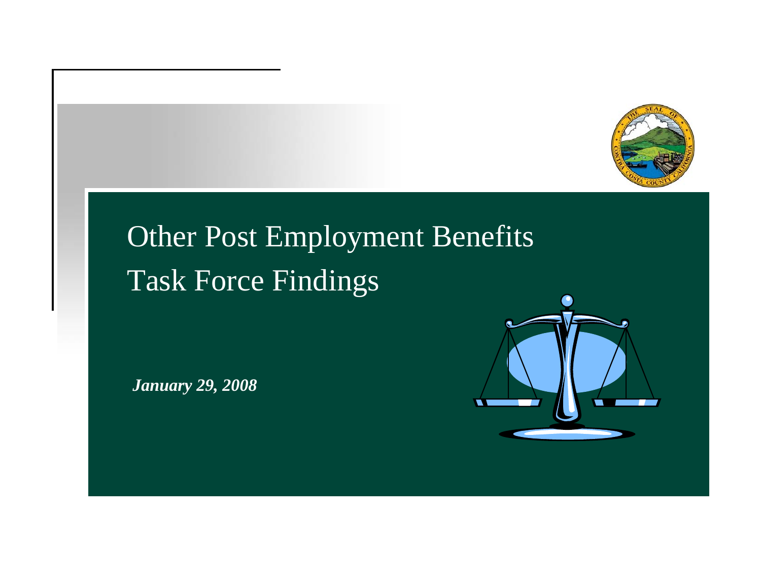# Other Post Employment Benefits
# Task Force Findings

***January 29, 2008***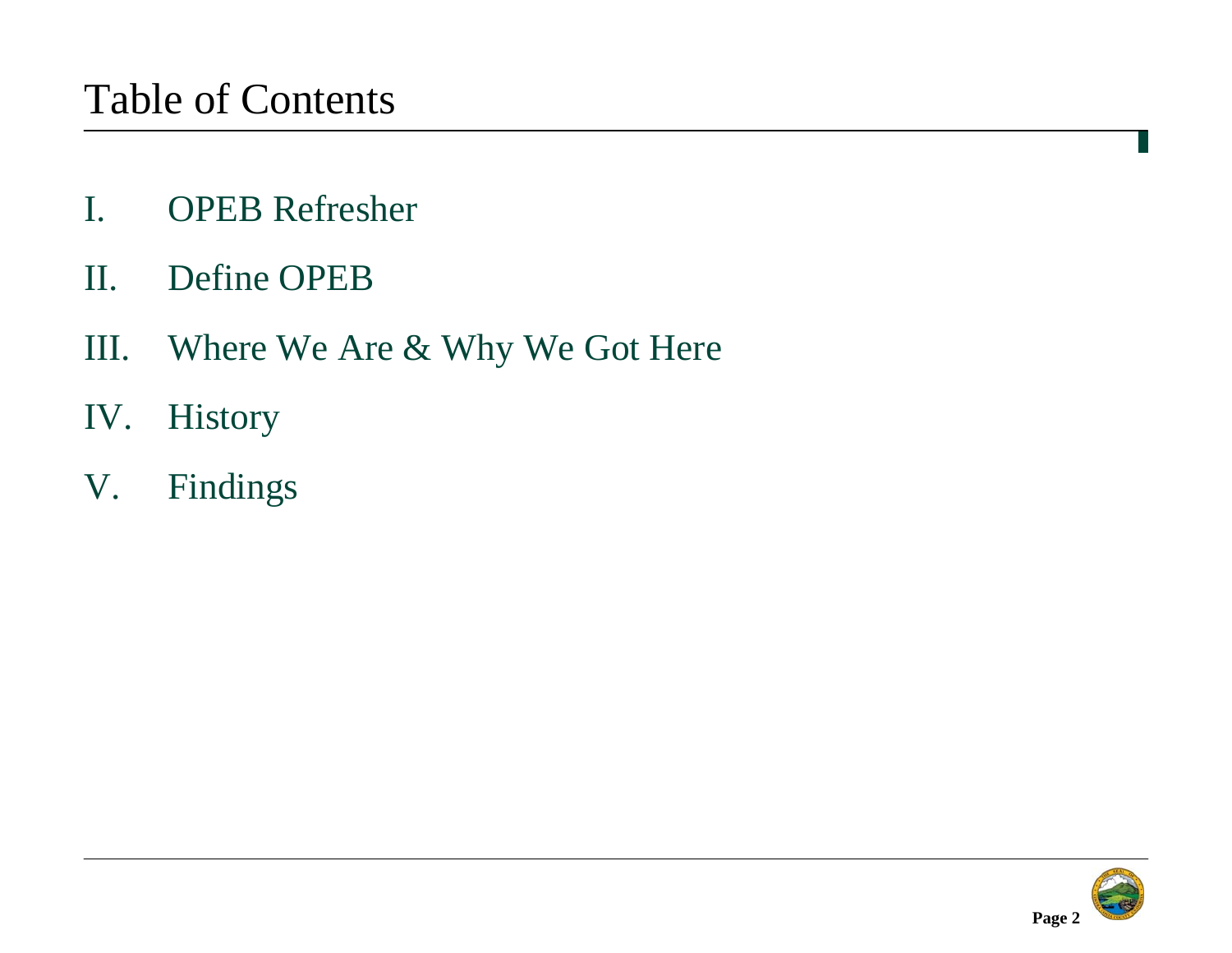# Table of Contents

I. OPEB Refresher

II. Define OPEB

III. Where We Are & Why We Got Here

IV. History

V. Findings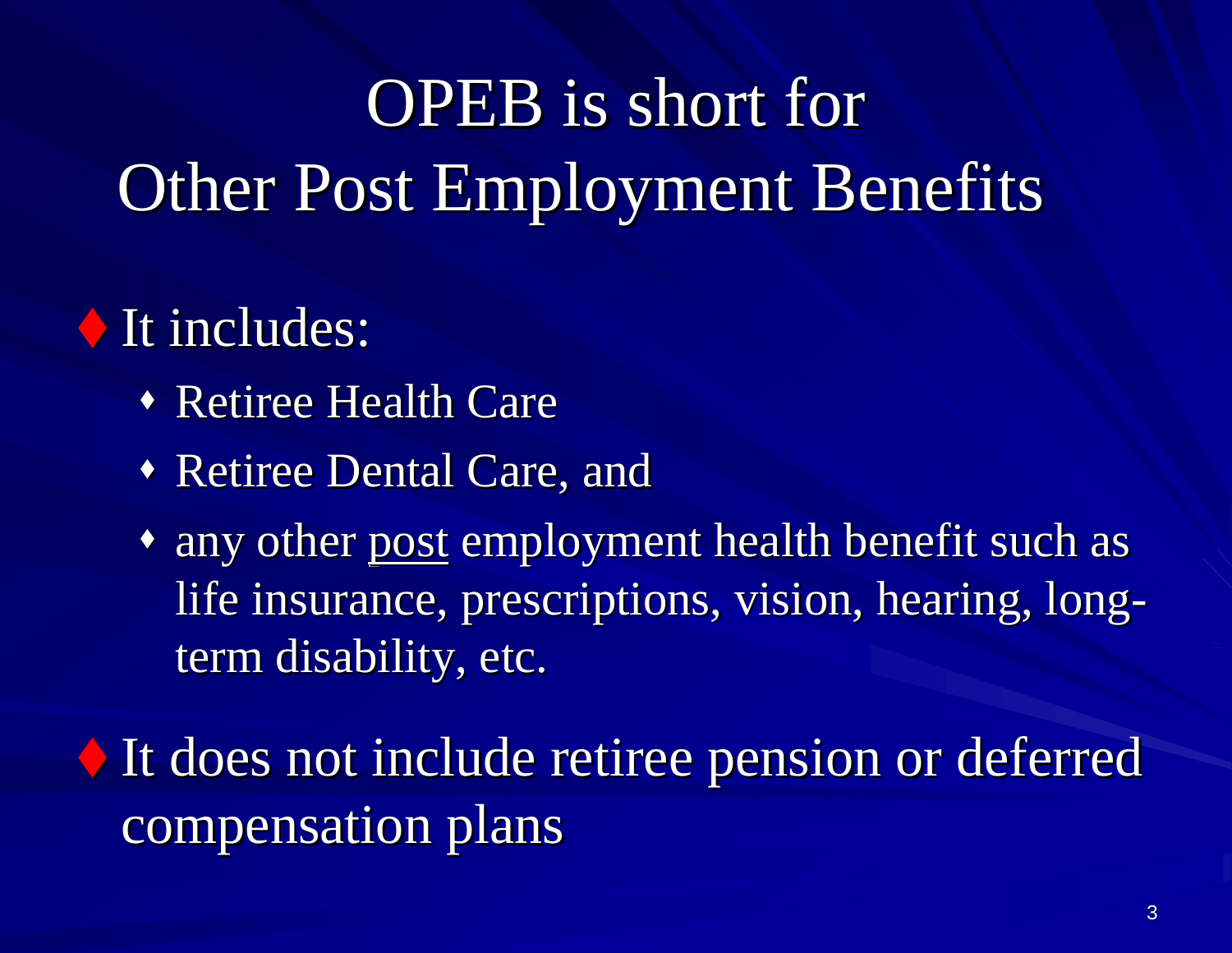# OPEB is short for Other Post Employment Benefits

- It includes:
  - Retiree Health Care
  - Retiree Dental Care, and
  - any other <u>post</u> employment health benefit such as life insurance, prescriptions, vision, hearing, long-term disability, etc.
- It does not include retiree pension or deferred compensation plans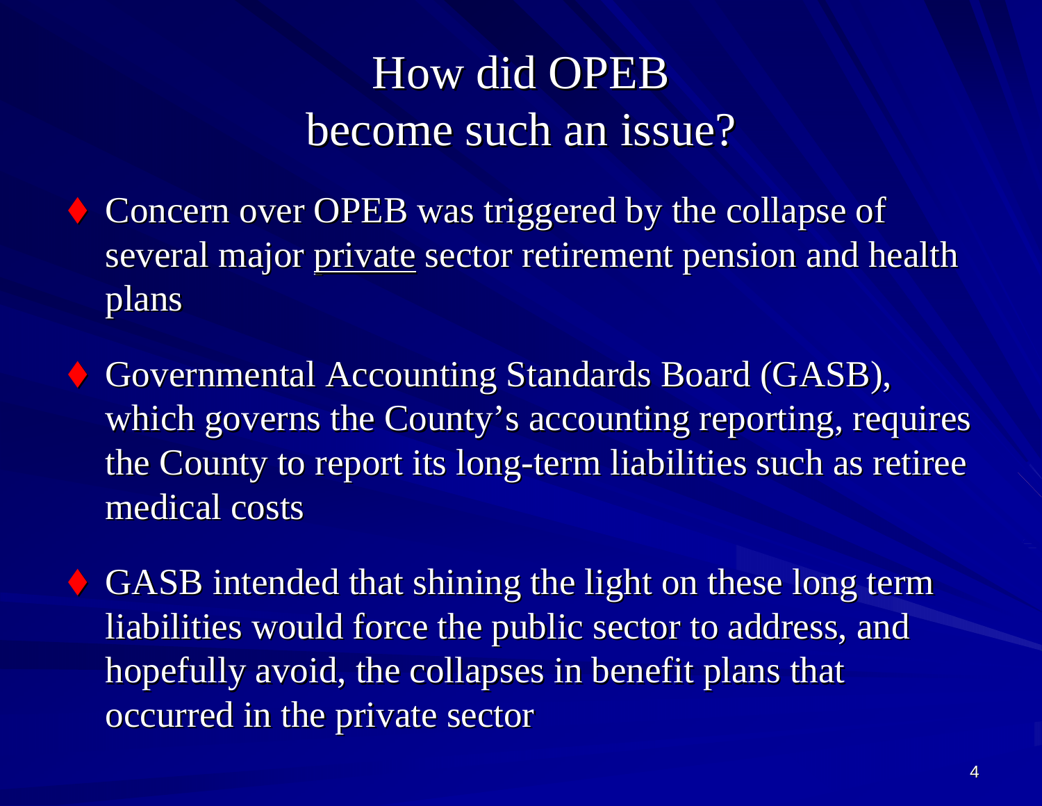# How did OPEB become such an issue?

- Concern over OPEB was triggered by the collapse of several major <u>private</u> sector retirement pension and health plans
- Governmental Accounting Standards Board (GASB), which governs the County's accounting reporting, requires the County to report its long-term liabilities such as retiree medical costs
- GASB intended that shining the light on these long term liabilities would force the public sector to address, and hopefully avoid, the collapses in benefit plans that occurred in the private sector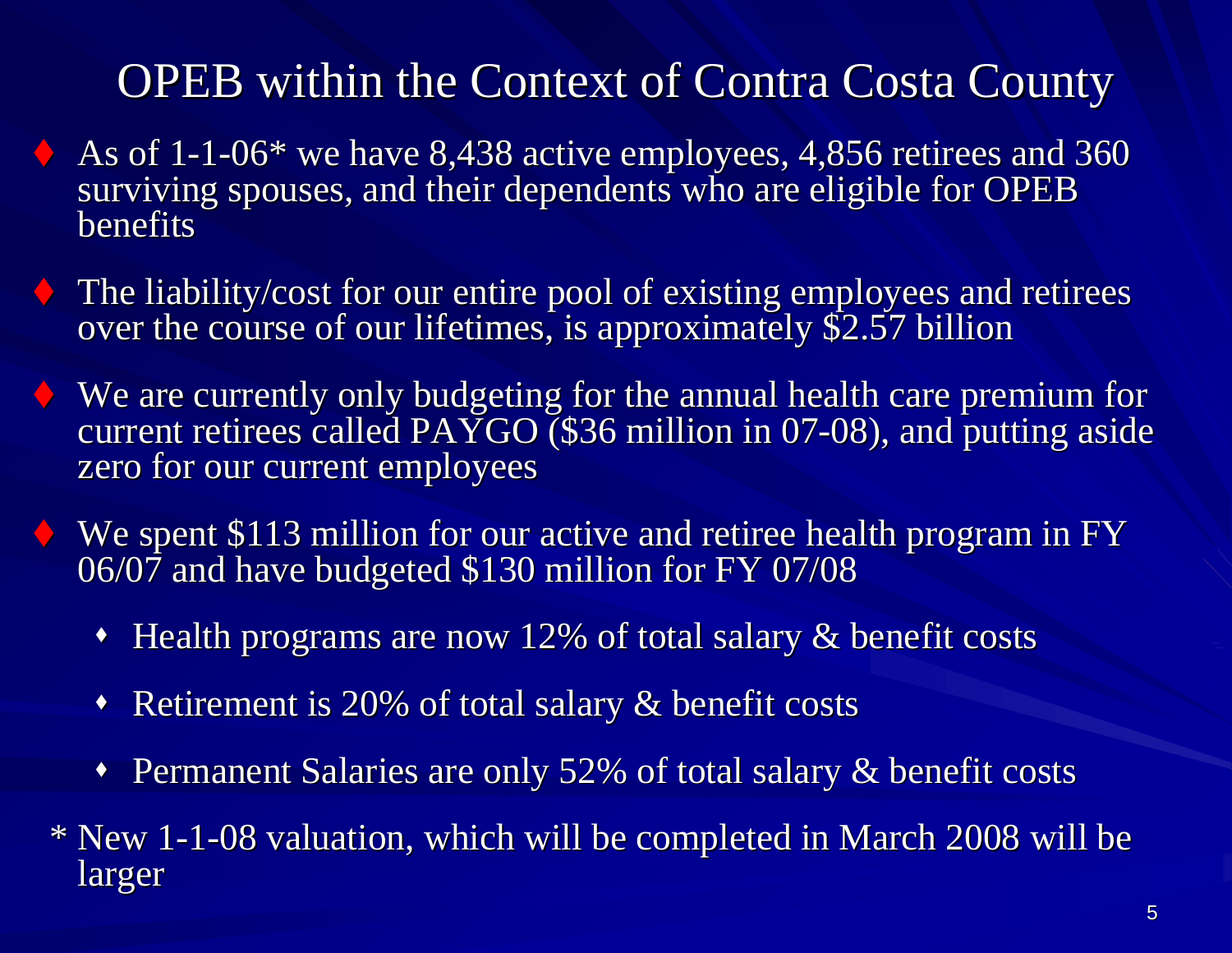# OPEB within the Context of Contra Costa County

- As of 1-1-06* we have 8,438 active employees, 4,856 retirees and 360 surviving spouses, and their dependents who are eligible for OPEB benefits
- The liability/cost for our entire pool of existing employees and retirees over the course of our lifetimes, is approximately $2.57 billion
- We are currently only budgeting for the annual health care premium for current retirees called PAYGO ($36 million in 07-08), and putting aside zero for our current employees
- We spent $113 million for our active and retiree health program in FY 06/07 and have budgeted $130 million for FY 07/08
  - Health programs are now 12% of total salary & benefit costs
  - Retirement is 20% of total salary & benefit costs
  - Permanent Salaries are only 52% of total salary & benefit costs

\* New 1-1-08 valuation, which will be completed in March 2008 will be larger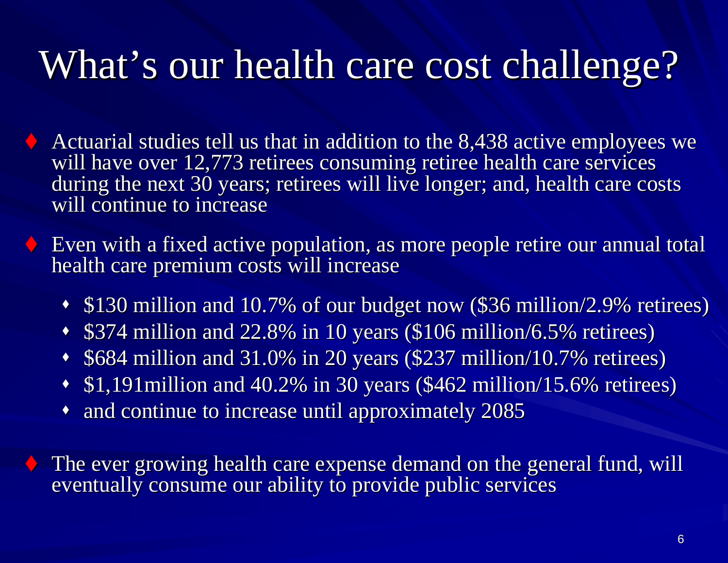# What's our health care cost challenge?

- Actuarial studies tell us that in addition to the 8,438 active employees we will have over 12,773 retirees consuming retiree health care services during the next 30 years; retirees will live longer; and, health care costs will continue to increase
- Even with a fixed active population, as more people retire our annual total health care premium costs will increase
  - $130 million and 10.7% of our budget now ($36 million/2.9% retirees)
  - $374 million and 22.8% in 10 years ($106 million/6.5% retirees)
  - $684 million and 31.0% in 20 years ($237 million/10.7% retirees)
  - $1,191million and 40.2% in 30 years ($462 million/15.6% retirees)
  - and continue to increase until approximately 2085
- The ever growing health care expense demand on the general fund, will eventually consume our ability to provide public services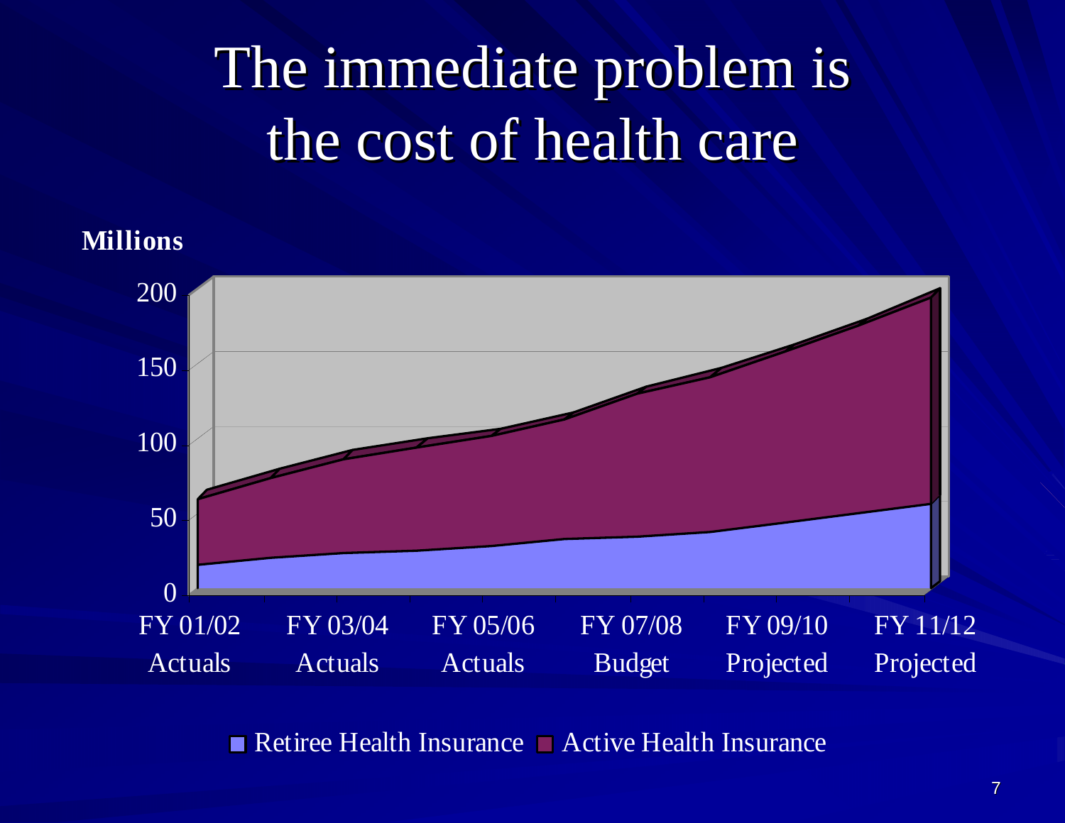# The immediate problem is the cost of health care

Millions

200
150
100
50
0

FY 01/02 Actuals | FY 03/04 Actuals | FY 05/06 Actuals | FY 07/08 Budget | FY 09/10 Projected | FY 11/12 Projected

■ Retiree Health Insurance ■ Active Health Insurance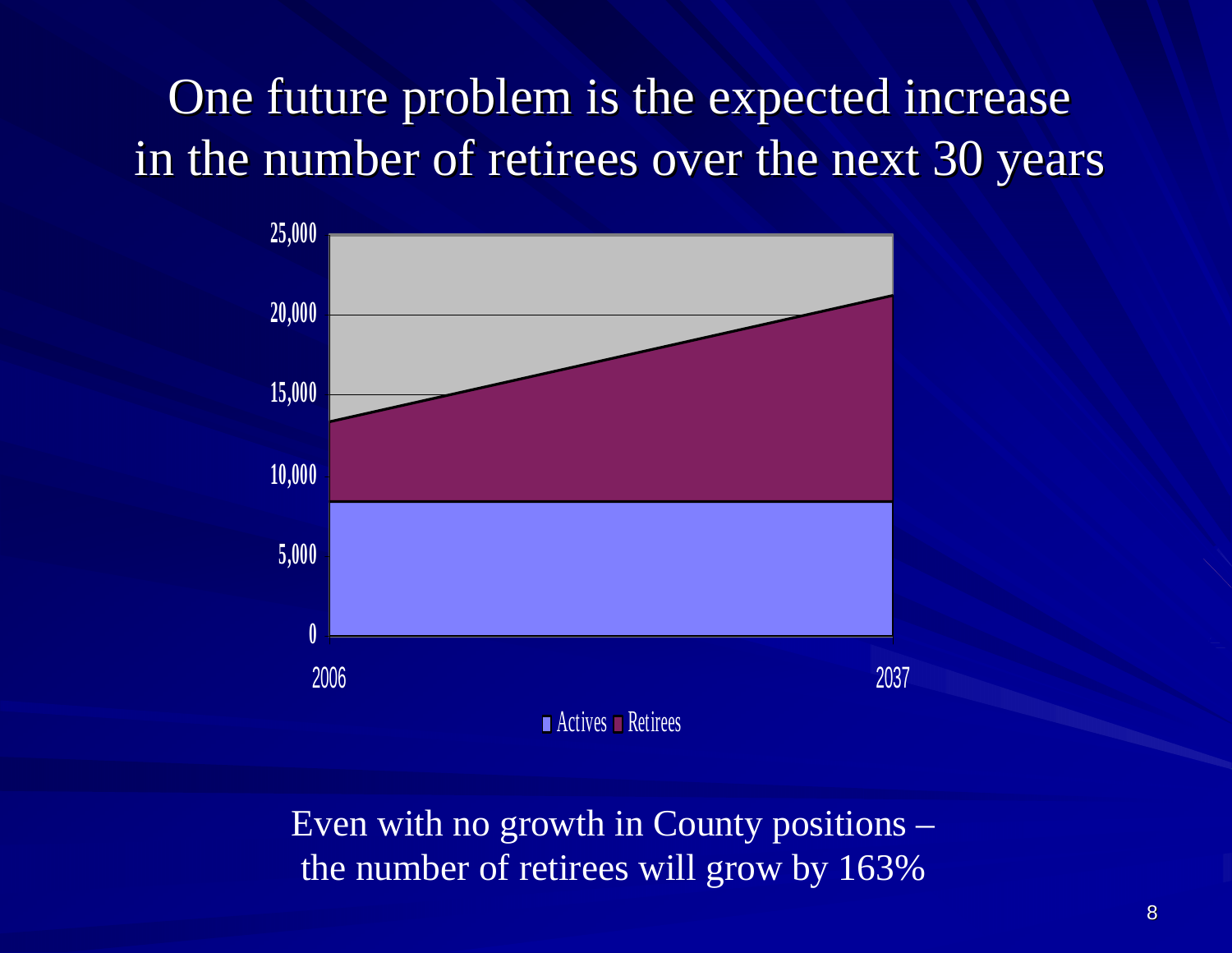# One future problem is the expected increase in the number of retirees over the next 30 years

Even with no growth in County positions – the number of retirees will grow by 163%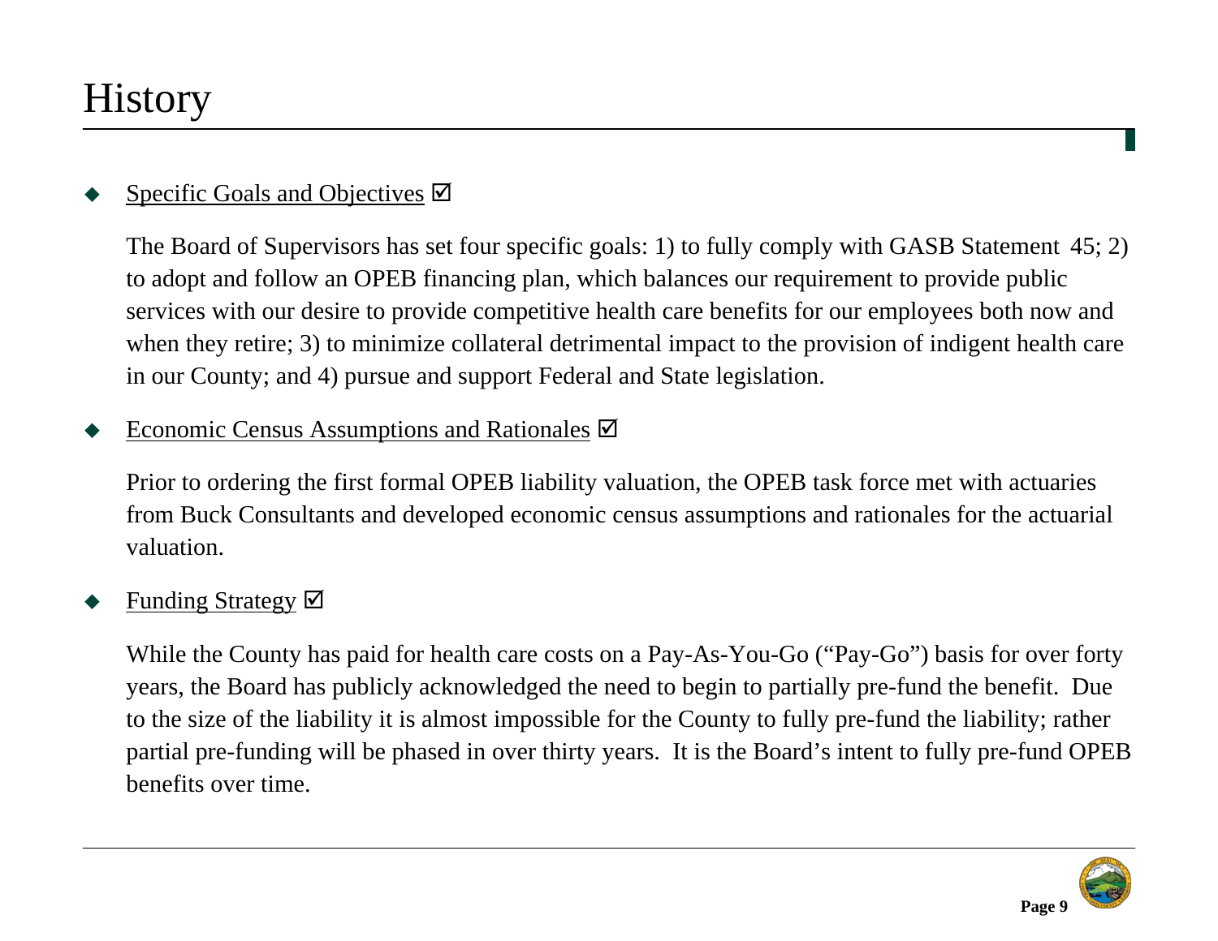# History

- Specific Goals and Objectives ☑

  The Board of Supervisors has set four specific goals: 1) to fully comply with GASB Statement 45; 2) to adopt and follow an OPEB financing plan, which balances our requirement to provide public services with our desire to provide competitive health care benefits for our employees both now and when they retire; 3) to minimize collateral detrimental impact to the provision of indigent health care in our County; and 4) pursue and support Federal and State legislation.

- Economic Census Assumptions and Rationales ☑

  Prior to ordering the first formal OPEB liability valuation, the OPEB task force met with actuaries from Buck Consultants and developed economic census assumptions and rationales for the actuarial valuation.

- Funding Strategy ☑

  While the County has paid for health care costs on a Pay-As-You-Go ("Pay-Go") basis for over forty years, the Board has publicly acknowledged the need to begin to partially pre-fund the benefit. Due to the size of the liability it is almost impossible for the County to fully pre-fund the liability; rather partial pre-funding will be phased in over thirty years. It is the Board's intent to fully pre-fund OPEB benefits over time.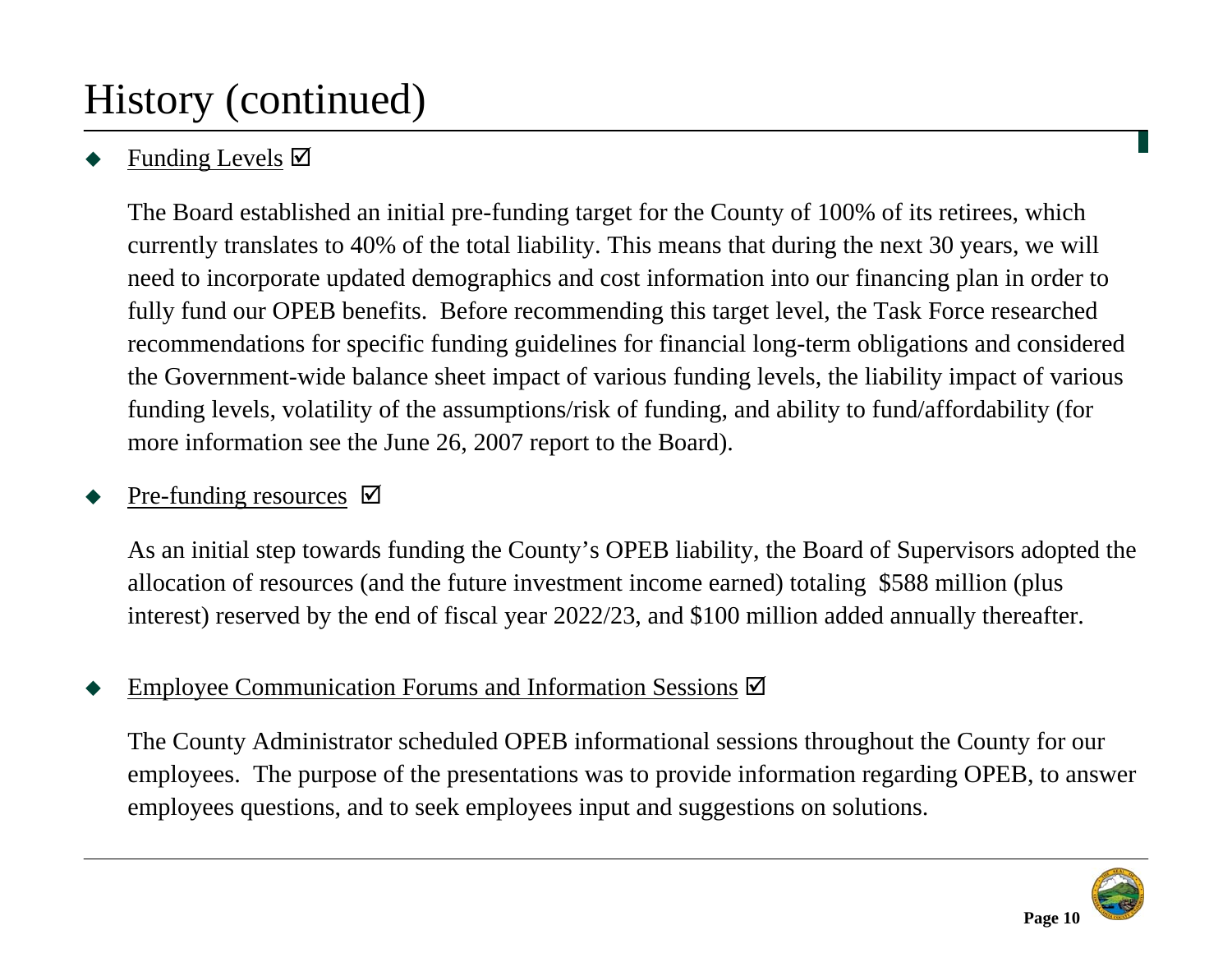# History (continued)

- <u>Funding Levels</u> ☑

  The Board established an initial pre-funding target for the County of 100% of its retirees, which currently translates to 40% of the total liability. This means that during the next 30 years, we will need to incorporate updated demographics and cost information into our financing plan in order to fully fund our OPEB benefits. Before recommending this target level, the Task Force researched recommendations for specific funding guidelines for financial long-term obligations and considered the Government-wide balance sheet impact of various funding levels, the liability impact of various funding levels, volatility of the assumptions/risk of funding, and ability to fund/affordability (for more information see the June 26, 2007 report to the Board).

- <u>Pre-funding resources</u> ☑

  As an initial step towards funding the County's OPEB liability, the Board of Supervisors adopted the allocation of resources (and the future investment income earned) totaling $588 million (plus interest) reserved by the end of fiscal year 2022/23, and $100 million added annually thereafter.

- <u>Employee Communication Forums and Information Sessions</u> ☑

  The County Administrator scheduled OPEB informational sessions throughout the County for our employees. The purpose of the presentations was to provide information regarding OPEB, to answer employees questions, and to seek employees input and suggestions on solutions.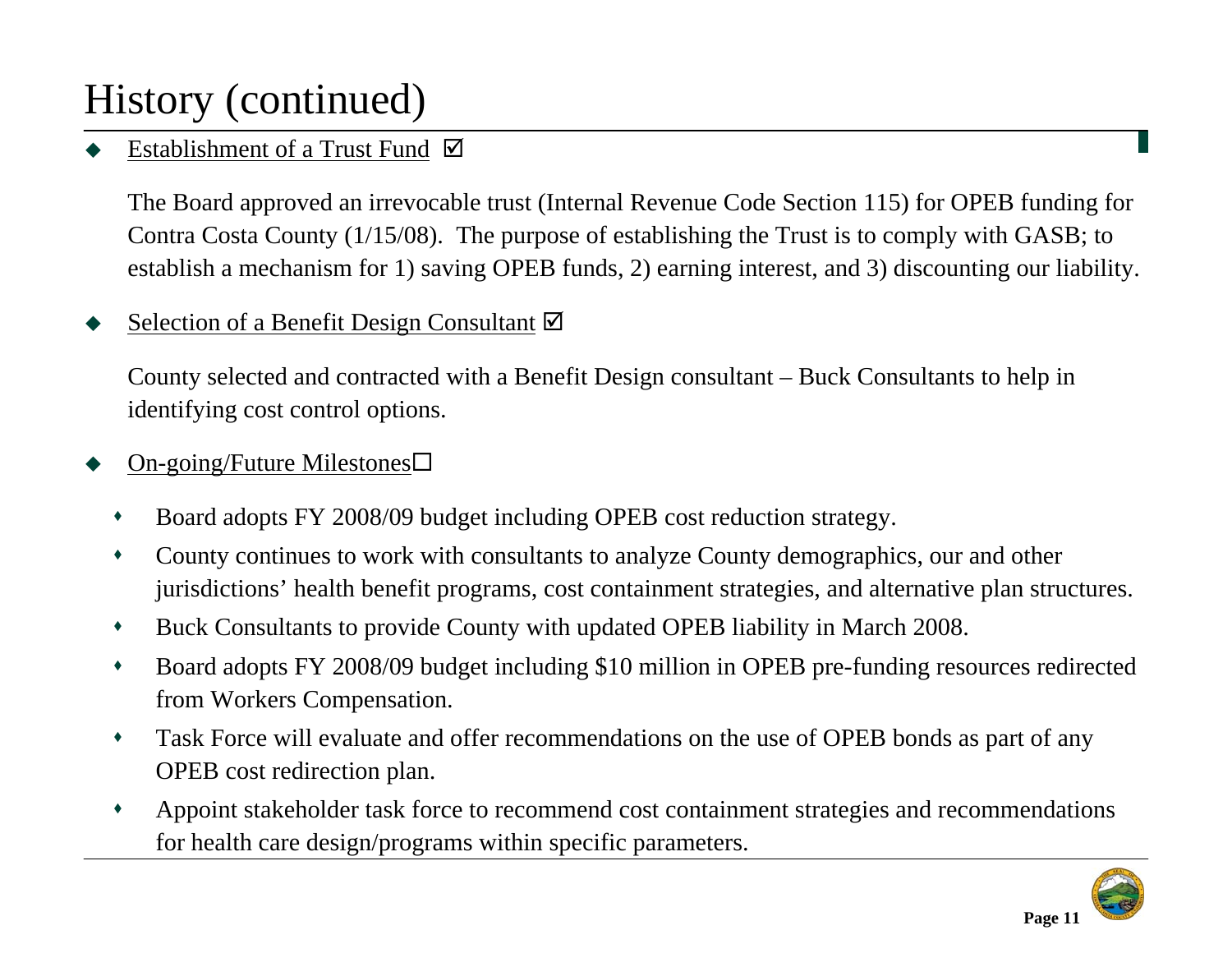# History (continued)

- Establishment of a Trust Fund ☑

  The Board approved an irrevocable trust (Internal Revenue Code Section 115) for OPEB funding for Contra Costa County (1/15/08). The purpose of establishing the Trust is to comply with GASB; to establish a mechanism for 1) saving OPEB funds, 2) earning interest, and 3) discounting our liability.

- Selection of a Benefit Design Consultant ☑

  County selected and contracted with a Benefit Design consultant – Buck Consultants to help in identifying cost control options.

- On-going/Future Milestones☐
  - Board adopts FY 2008/09 budget including OPEB cost reduction strategy.
  - County continues to work with consultants to analyze County demographics, our and other jurisdictions' health benefit programs, cost containment strategies, and alternative plan structures.
  - Buck Consultants to provide County with updated OPEB liability in March 2008.
  - Board adopts FY 2008/09 budget including $10 million in OPEB pre-funding resources redirected from Workers Compensation.
  - Task Force will evaluate and offer recommendations on the use of OPEB bonds as part of any OPEB cost redirection plan.
  - Appoint stakeholder task force to recommend cost containment strategies and recommendations for health care design/programs within specific parameters.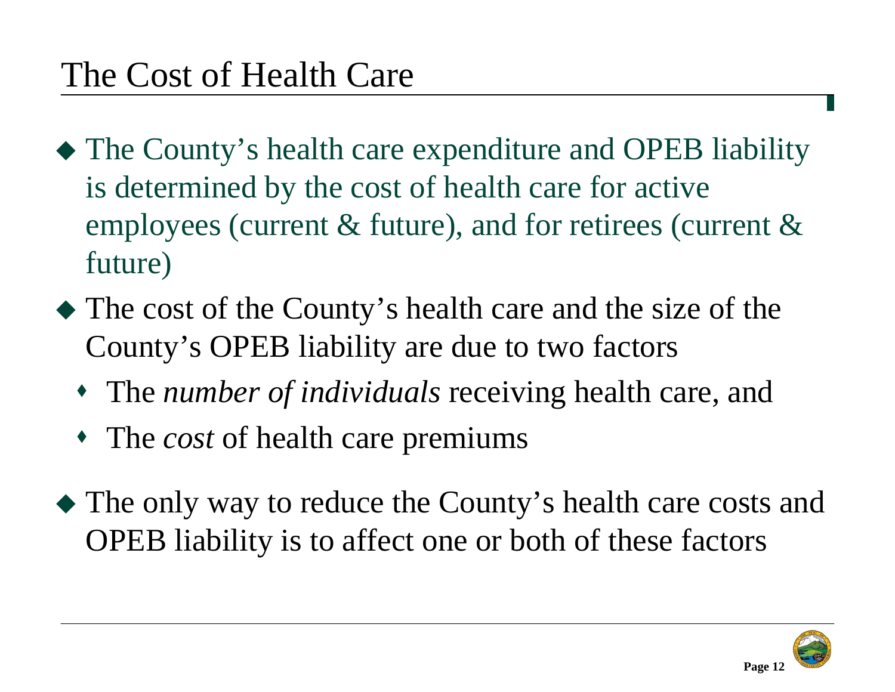# The Cost of Health Care

- The County's health care expenditure and OPEB liability is determined by the cost of health care for active employees (current & future), and for retirees (current & future)
- The cost of the County's health care and the size of the County's OPEB liability are due to two factors
  - The *number of individuals* receiving health care, and
  - The *cost* of health care premiums
- The only way to reduce the County's health care costs and OPEB liability is to affect one or both of these factors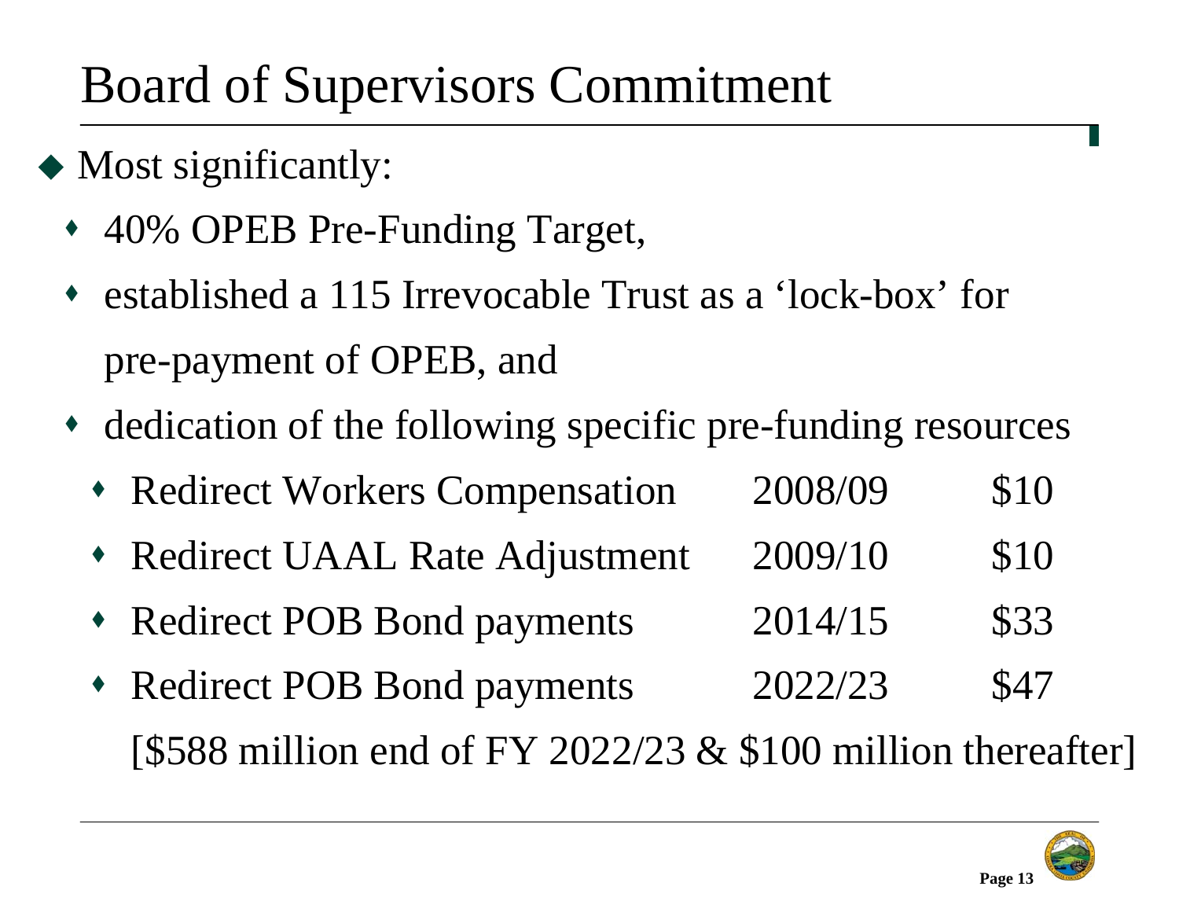# Board of Supervisors Commitment

- Most significantly:
  - 40% OPEB Pre-Funding Target,
  - established a 115 Irrevocable Trust as a 'lock-box' for pre-payment of OPEB, and
  - dedication of the following specific pre-funding resources
    - Redirect Workers Compensation 2008/09 $10
    - Redirect UAAL Rate Adjustment 2009/10 $10
    - Redirect POB Bond payments 2014/15 $33
    - Redirect POB Bond payments 2022/23 $47

    [$588 million end of FY 2022/23 & $100 million thereafter]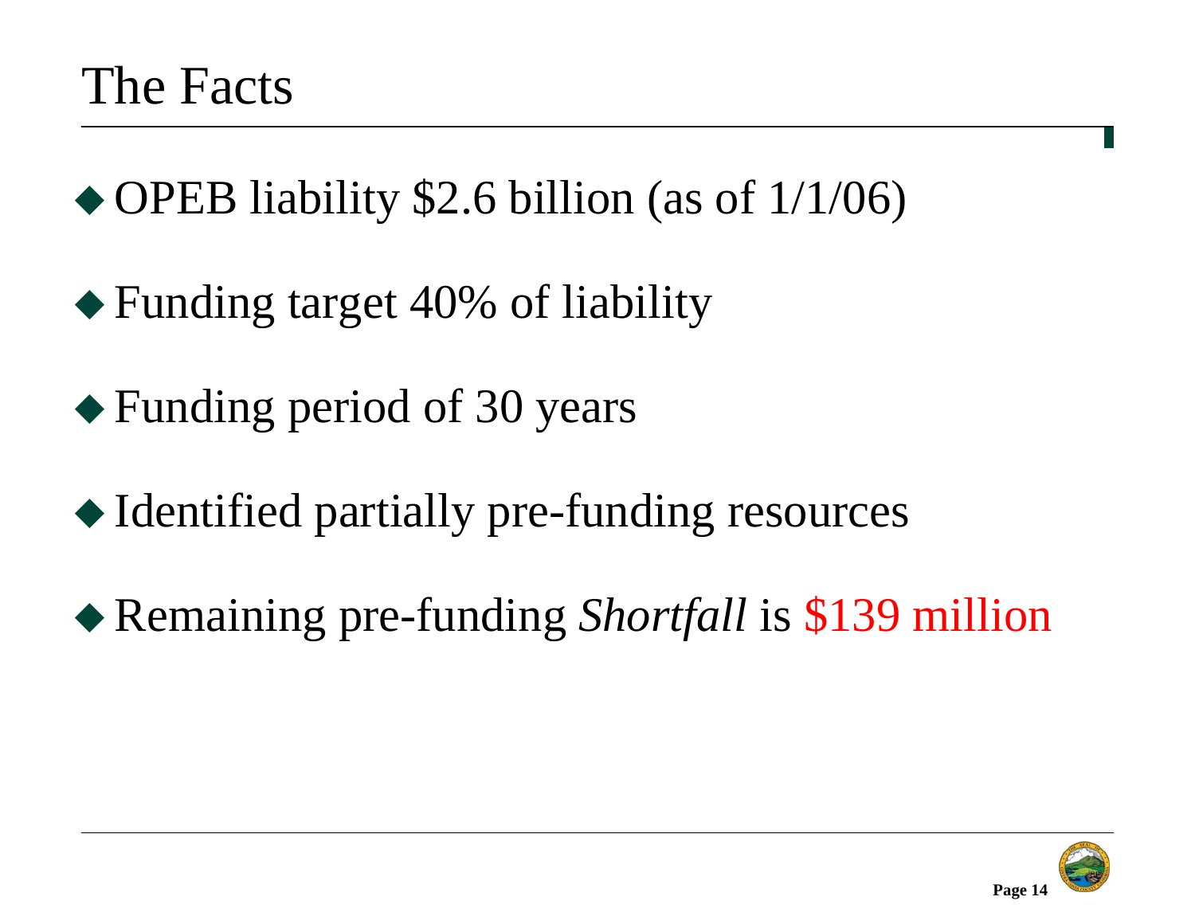# The Facts

- OPEB liability $2.6 billion (as of 1/1/06)
- Funding target 40% of liability
- Funding period of 30 years
- Identified partially pre-funding resources
- Remaining pre-funding *Shortfall* is $139 million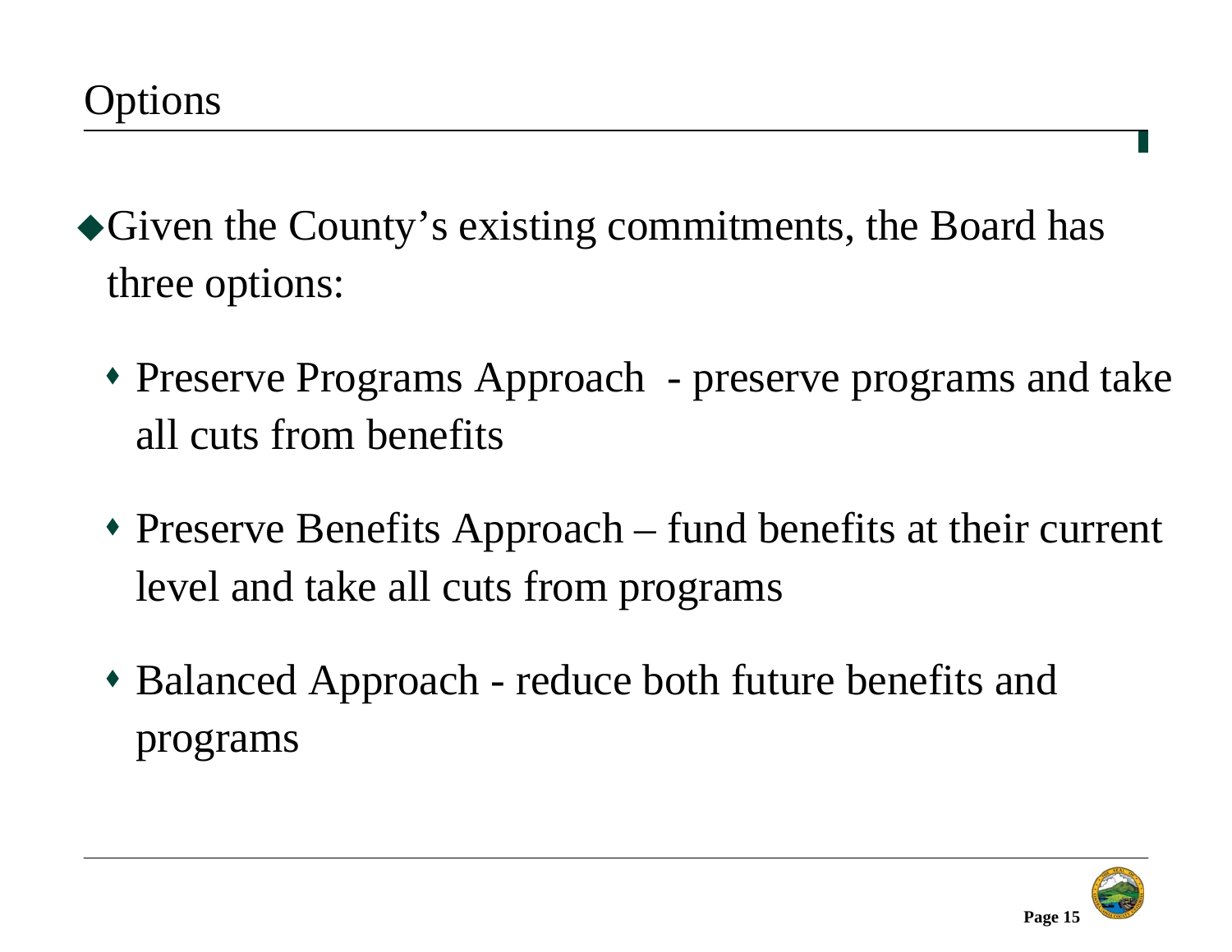# Options

- Given the County's existing commitments, the Board has three options:
  - Preserve Programs Approach - preserve programs and take all cuts from benefits
  - Preserve Benefits Approach – fund benefits at their current level and take all cuts from programs
  - Balanced Approach - reduce both future benefits and programs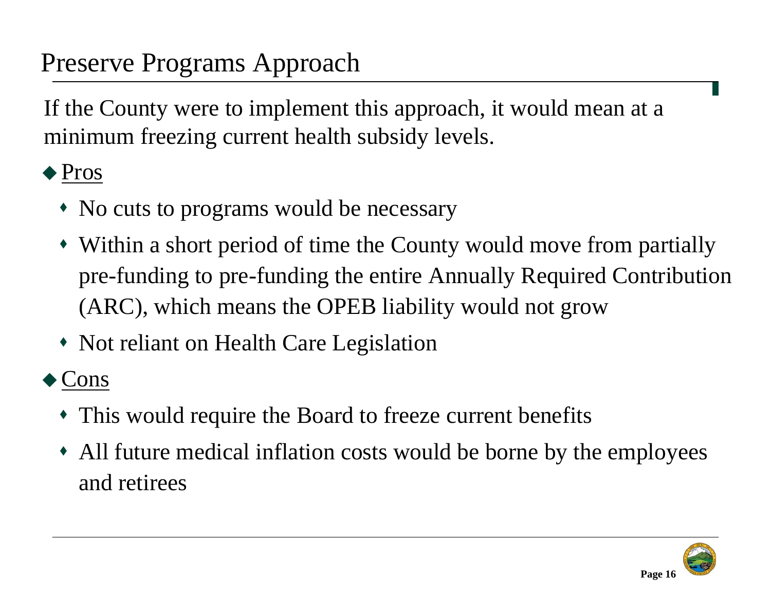# Preserve Programs Approach

If the County were to implement this approach, it would mean at a minimum freezing current health subsidy levels.

- Pros
  - No cuts to programs would be necessary
  - Within a short period of time the County would move from partially pre-funding to pre-funding the entire Annually Required Contribution (ARC), which means the OPEB liability would not grow
  - Not reliant on Health Care Legislation
- Cons
  - This would require the Board to freeze current benefits
  - All future medical inflation costs would be borne by the employees and retirees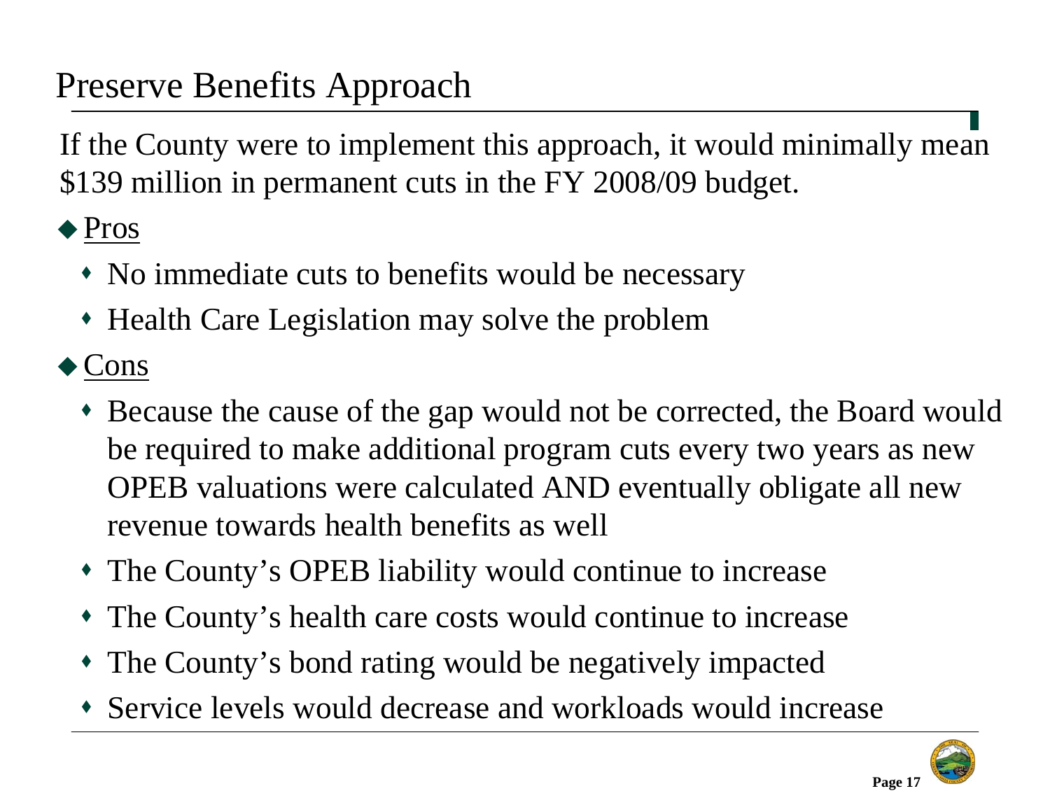# Preserve Benefits Approach

If the County were to implement this approach, it would minimally mean $139 million in permanent cuts in the FY 2008/09 budget.

- Pros
  - No immediate cuts to benefits would be necessary
  - Health Care Legislation may solve the problem
- Cons
  - Because the cause of the gap would not be corrected, the Board would be required to make additional program cuts every two years as new OPEB valuations were calculated AND eventually obligate all new revenue towards health benefits as well
  - The County's OPEB liability would continue to increase
  - The County's health care costs would continue to increase
  - The County's bond rating would be negatively impacted
  - Service levels would decrease and workloads would increase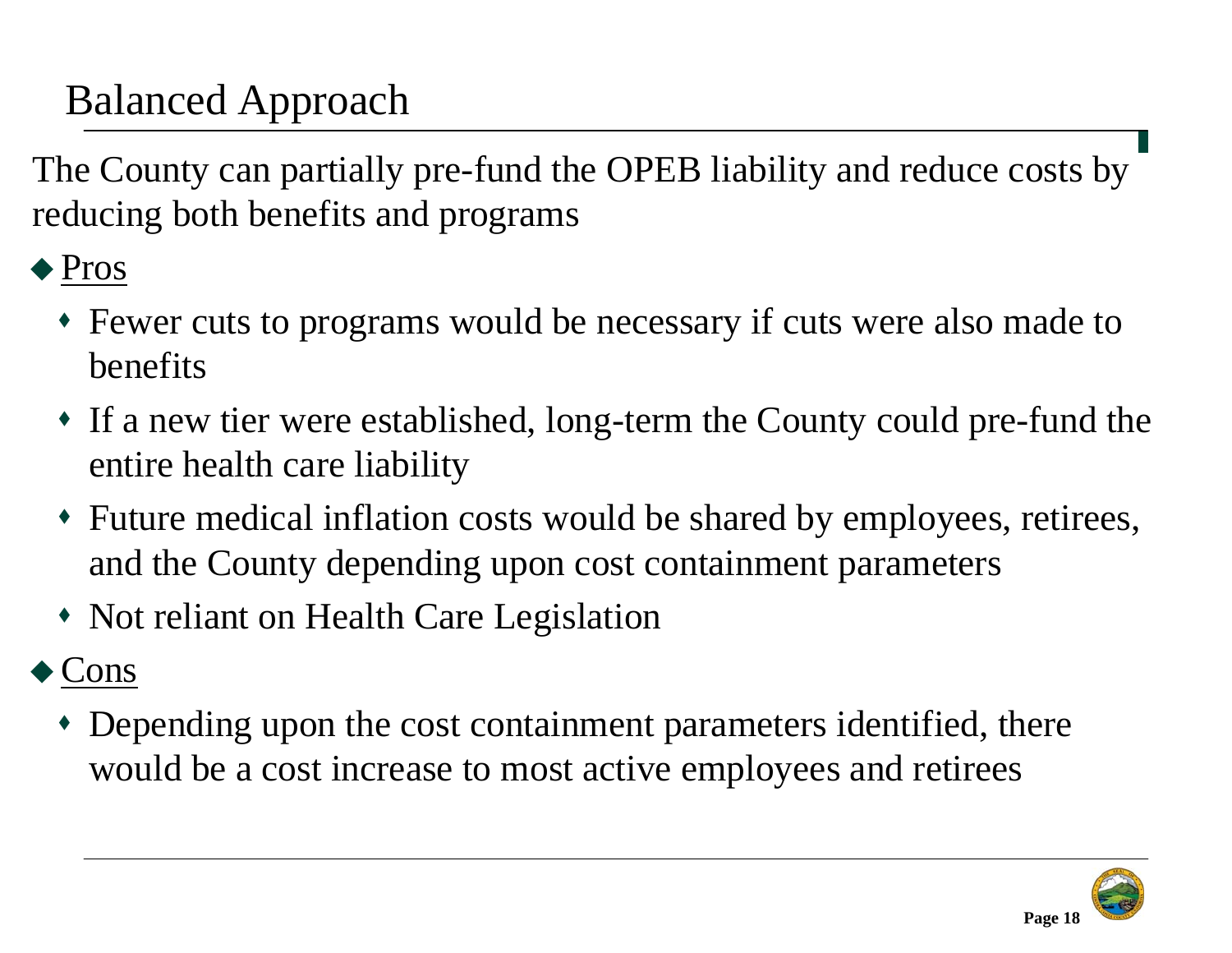# Balanced Approach

The County can partially pre-fund the OPEB liability and reduce costs by reducing both benefits and programs

- Pros
  - Fewer cuts to programs would be necessary if cuts were also made to benefits
  - If a new tier were established, long-term the County could pre-fund the entire health care liability
  - Future medical inflation costs would be shared by employees, retirees, and the County depending upon cost containment parameters
  - Not reliant on Health Care Legislation
- Cons
  - Depending upon the cost containment parameters identified, there would be a cost increase to most active employees and retirees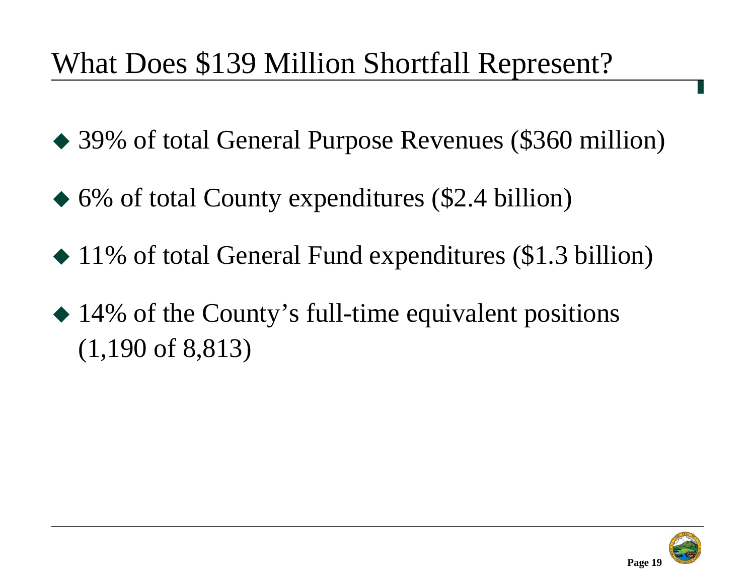# What Does $139 Million Shortfall Represent?

- 39% of total General Purpose Revenues ($360 million)
- 6% of total County expenditures ($2.4 billion)
- 11% of total General Fund expenditures ($1.3 billion)
- 14% of the County's full-time equivalent positions (1,190 of 8,813)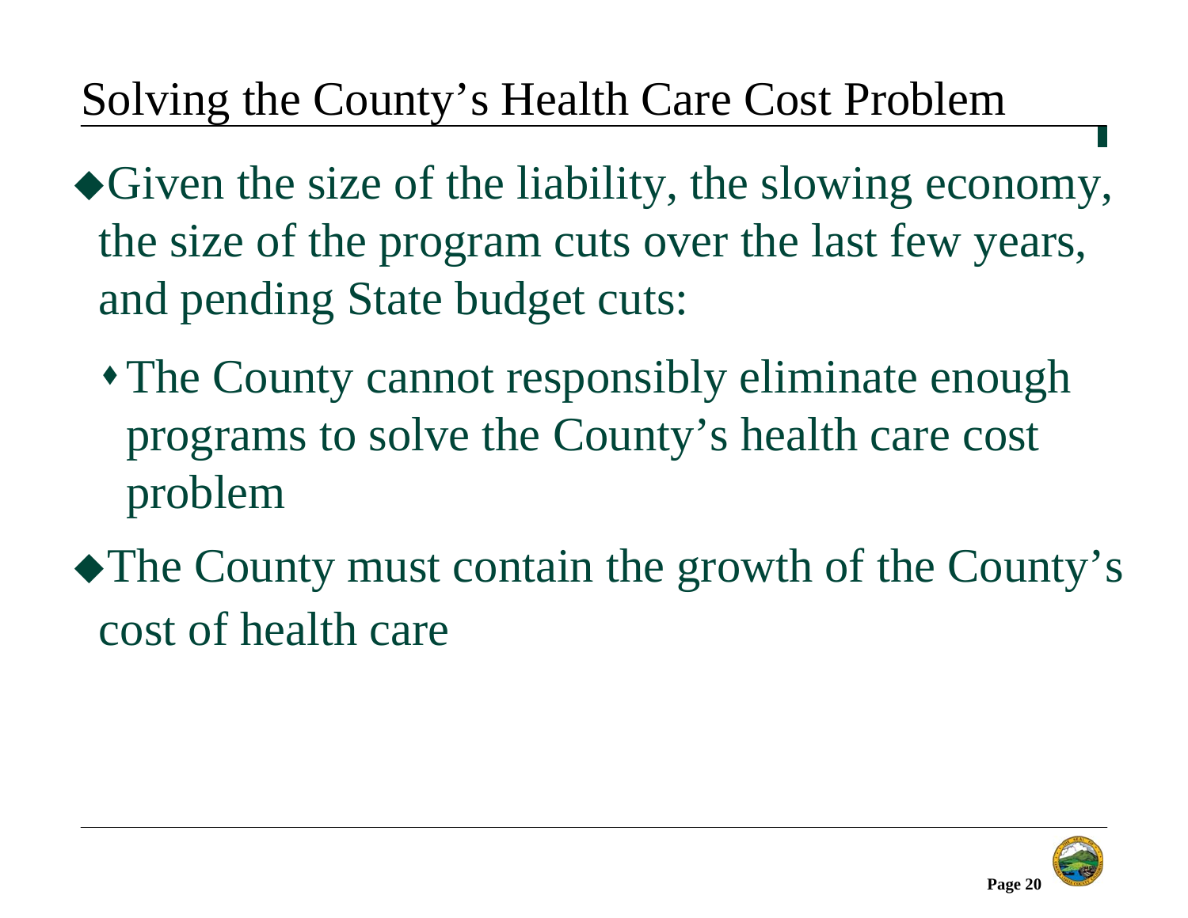# Solving the County's Health Care Cost Problem

- Given the size of the liability, the slowing economy, the size of the program cuts over the last few years, and pending State budget cuts:
  - The County cannot responsibly eliminate enough programs to solve the County's health care cost problem
- The County must contain the growth of the County's cost of health care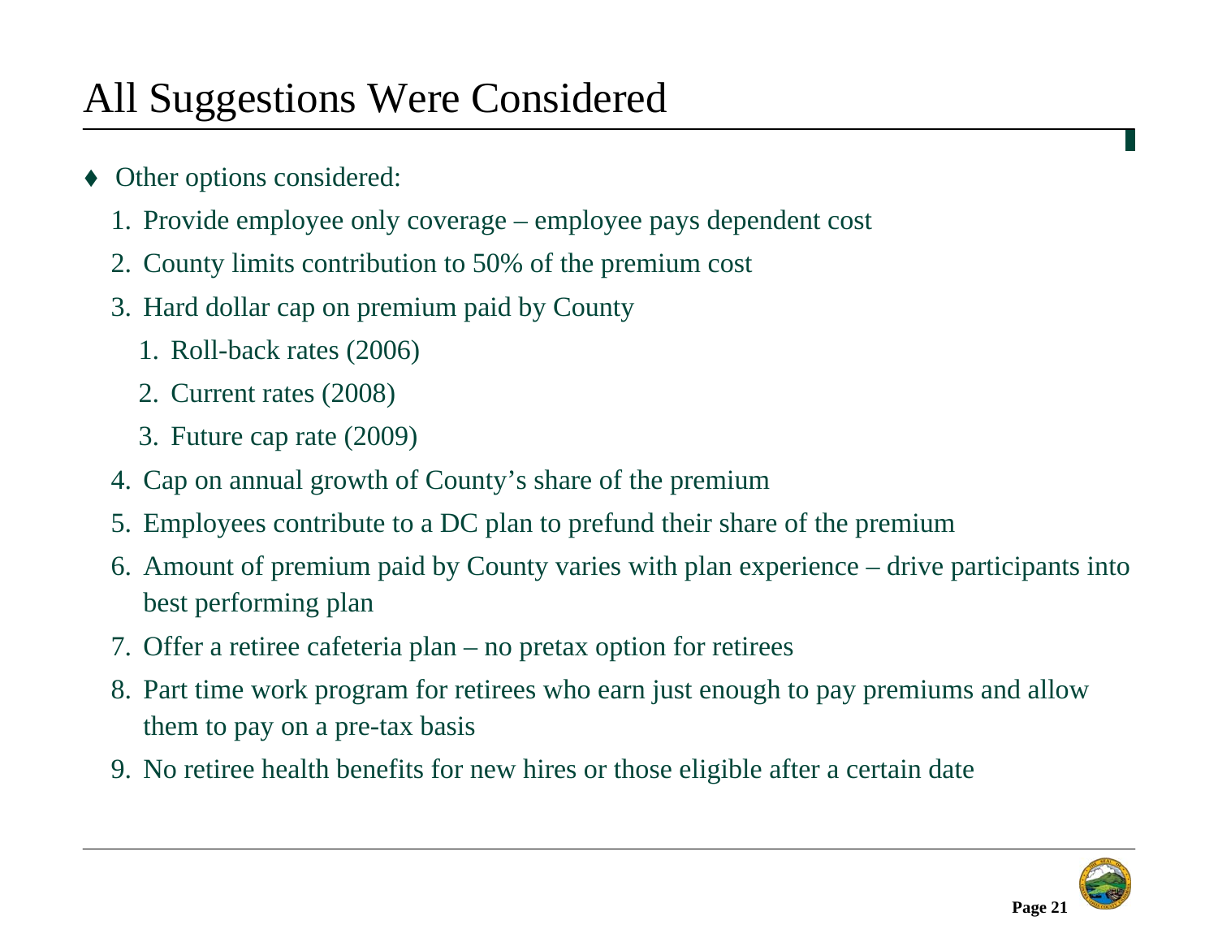# All Suggestions Were Considered

- Other options considered:
  1. Provide employee only coverage – employee pays dependent cost
  2. County limits contribution to 50% of the premium cost
  3. Hard dollar cap on premium paid by County
     1. Roll-back rates (2006)
     2. Current rates (2008)
     3. Future cap rate (2009)
  4. Cap on annual growth of County's share of the premium
  5. Employees contribute to a DC plan to prefund their share of the premium
  6. Amount of premium paid by County varies with plan experience – drive participants into best performing plan
  7. Offer a retiree cafeteria plan – no pretax option for retirees
  8. Part time work program for retirees who earn just enough to pay premiums and allow them to pay on a pre-tax basis
  9. No retiree health benefits for new hires or those eligible after a certain date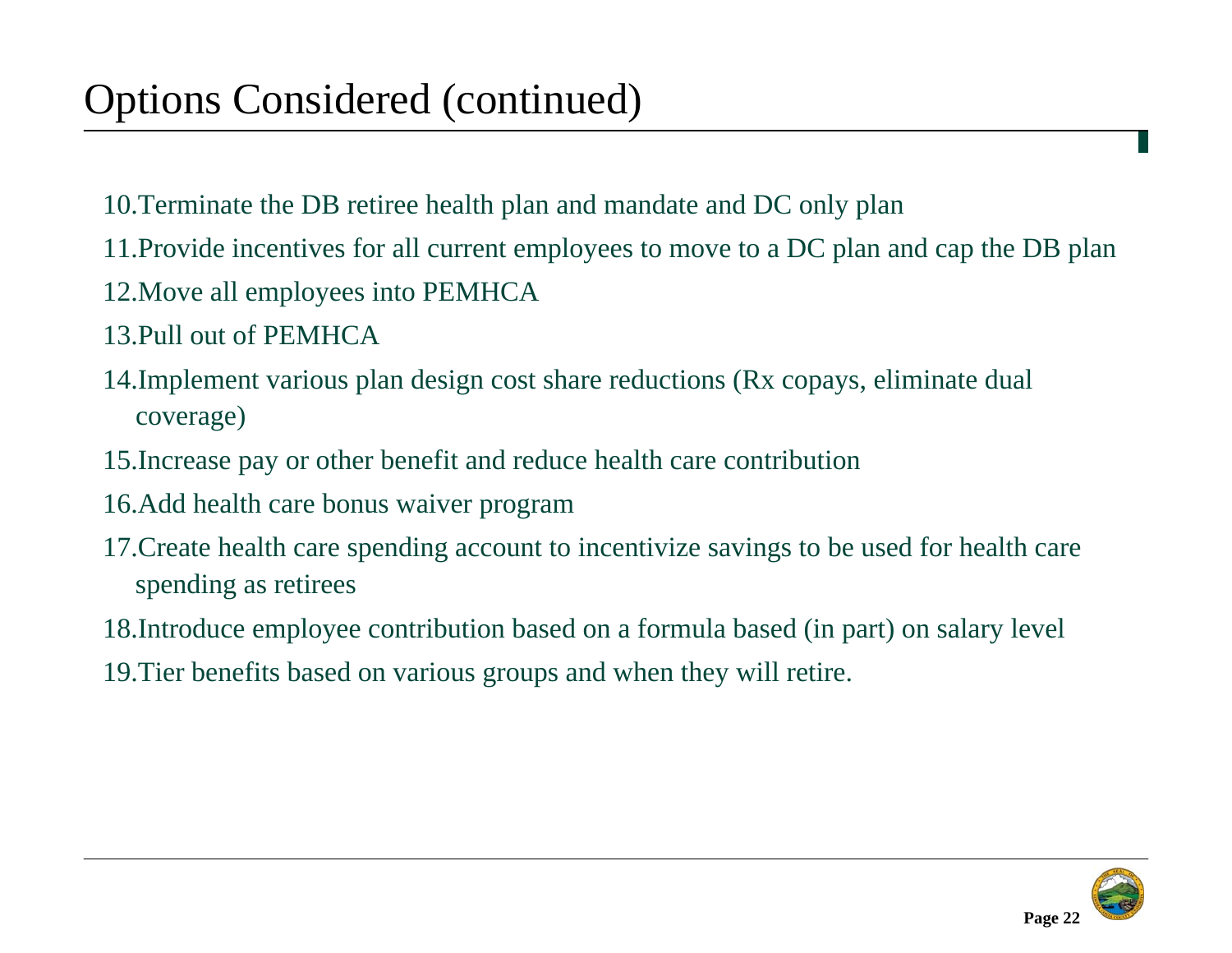# Options Considered (continued)

10. Terminate the DB retiree health plan and mandate and DC only plan
11. Provide incentives for all current employees to move to a DC plan and cap the DB plan
12. Move all employees into PEMHCA
13. Pull out of PEMHCA
14. Implement various plan design cost share reductions (Rx copays, eliminate dual coverage)
15. Increase pay or other benefit and reduce health care contribution
16. Add health care bonus waiver program
17. Create health care spending account to incentivize savings to be used for health care spending as retirees
18. Introduce employee contribution based on a formula based (in part) on salary level
19. Tier benefits based on various groups and when they will retire.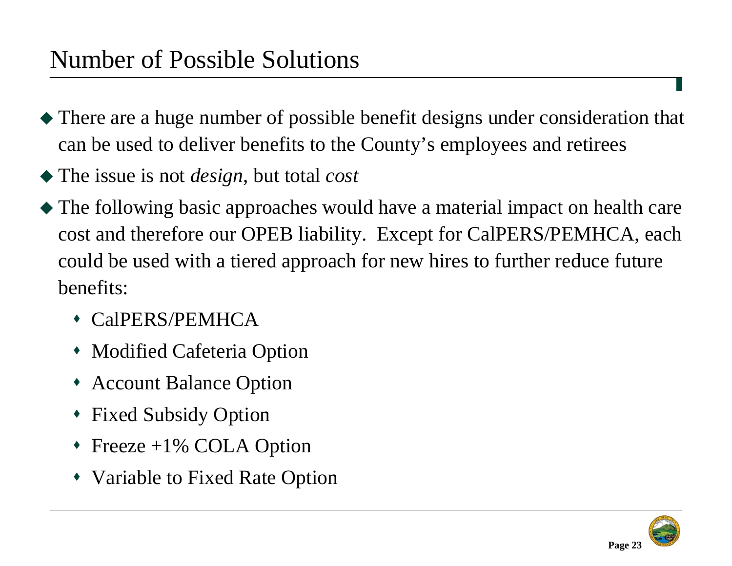# Number of Possible Solutions

- There are a huge number of possible benefit designs under consideration that can be used to deliver benefits to the County's employees and retirees
- The issue is not *design*, but total *cost*
- The following basic approaches would have a material impact on health care cost and therefore our OPEB liability.  Except for CalPERS/PEMHCA, each could be used with a tiered approach for new hires to further reduce future benefits:
  - CalPERS/PEMHCA
  - Modified Cafeteria Option
  - Account Balance Option
  - Fixed Subsidy Option
  - Freeze +1% COLA Option
  - Variable to Fixed Rate Option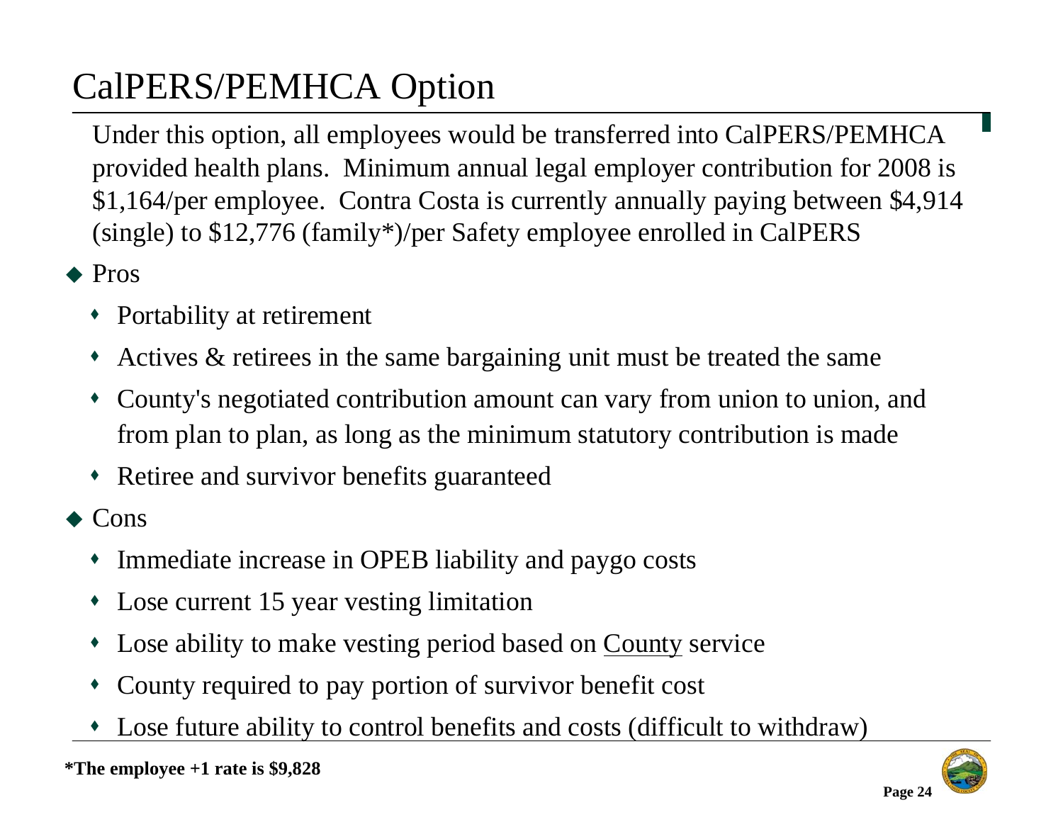# CalPERS/PEMHCA Option

Under this option, all employees would be transferred into CalPERS/PEMHCA provided health plans. Minimum annual legal employer contribution for 2008 is $1,164/per employee. Contra Costa is currently annually paying between $4,914 (single) to $12,776 (family*)/per Safety employee enrolled in CalPERS

- Pros
  - Portability at retirement
  - Actives & retirees in the same bargaining unit must be treated the same
  - County's negotiated contribution amount can vary from union to union, and from plan to plan, as long as the minimum statutory contribution is made
  - Retiree and survivor benefits guaranteed
- Cons
  - Immediate increase in OPEB liability and paygo costs
  - Lose current 15 year vesting limitation
  - Lose ability to make vesting period based on <u>County</u> service
  - County required to pay portion of survivor benefit cost
  - Lose future ability to control benefits and costs (difficult to withdraw)

**\*The employee +1 rate is $9,828**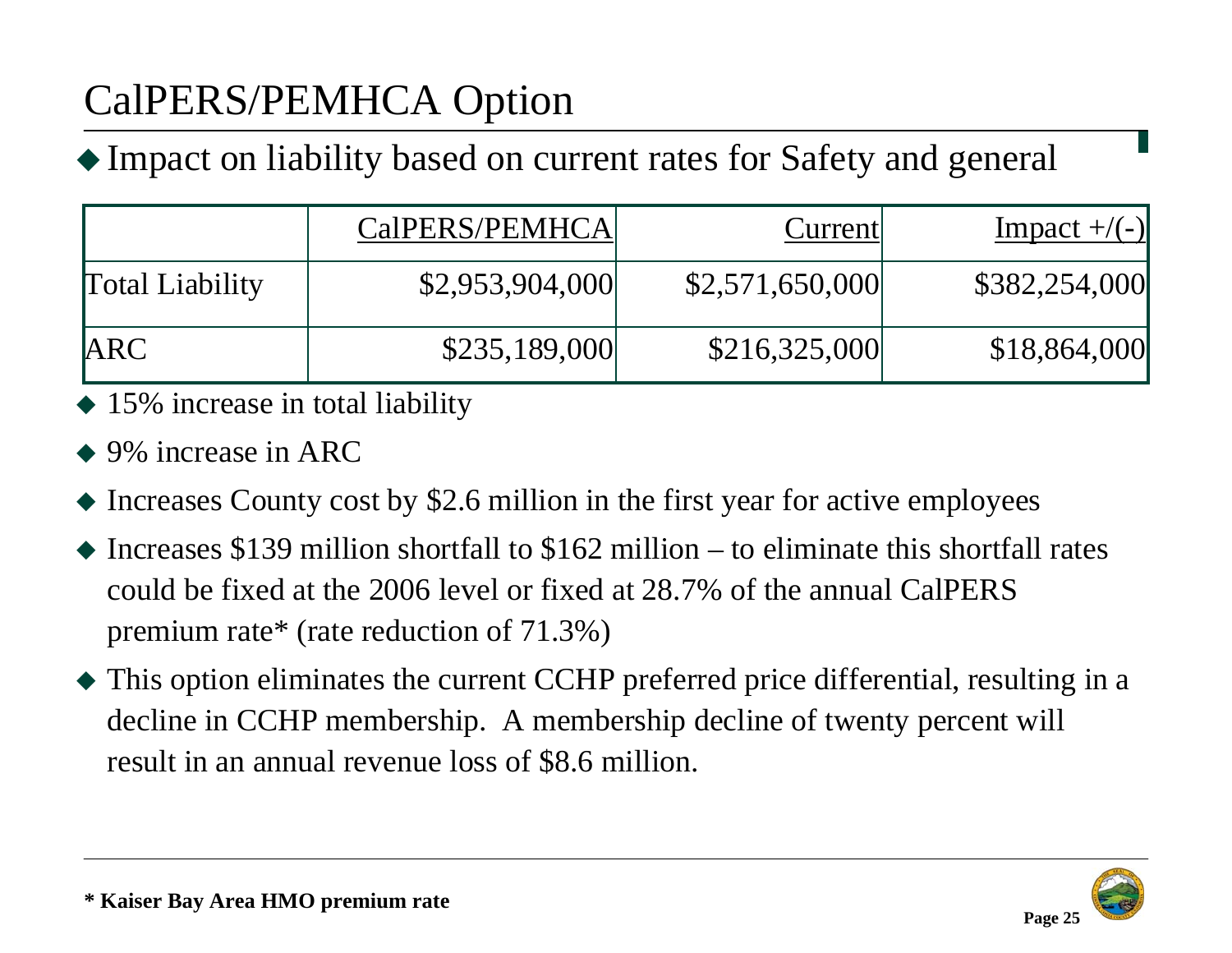# CalPERS/PEMHCA Option

- Impact on liability based on current rates for Safety and general

| | CalPERS/PEMHCA | Current | Impact +/(-) |
|---|---|---|---|
| Total Liability | $2,953,904,000 | $2,571,650,000 | $382,254,000 |
| ARC | $235,189,000 | $216,325,000 | $18,864,000 |

- 15% increase in total liability
- 9% increase in ARC
- Increases County cost by $2.6 million in the first year for active employees
- Increases $139 million shortfall to $162 million – to eliminate this shortfall rates could be fixed at the 2006 level or fixed at 28.7% of the annual CalPERS premium rate* (rate reduction of 71.3%)
- This option eliminates the current CCHP preferred price differential, resulting in a decline in CCHP membership. A membership decline of twenty percent will result in an annual revenue loss of $8.6 million.

**\* Kaiser Bay Area HMO premium rate**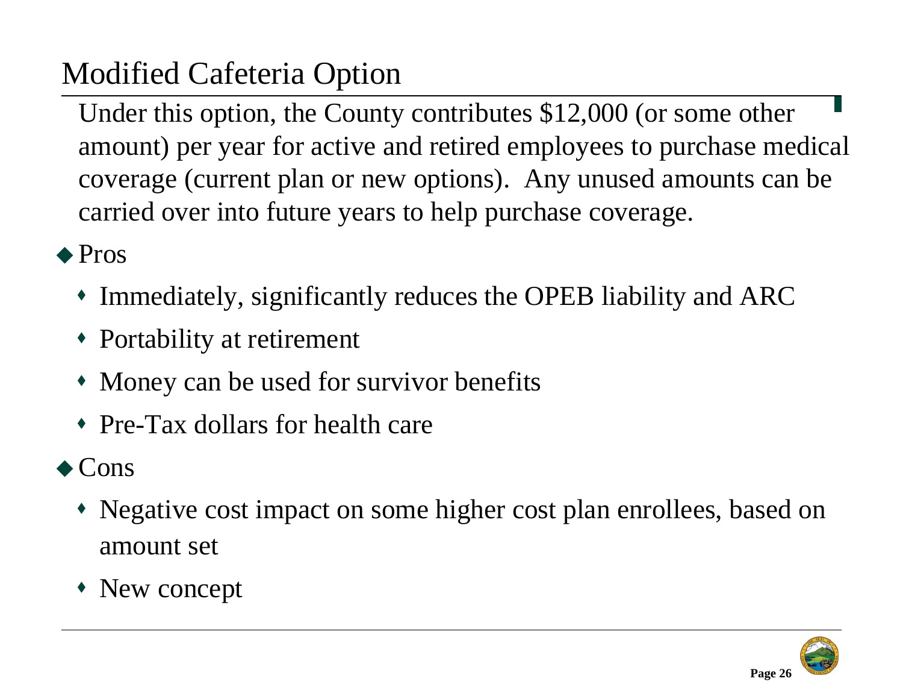# Modified Cafeteria Option

Under this option, the County contributes $12,000 (or some other amount) per year for active and retired employees to purchase medical coverage (current plan or new options). Any unused amounts can be carried over into future years to help purchase coverage.

- Pros
  - Immediately, significantly reduces the OPEB liability and ARC
  - Portability at retirement
  - Money can be used for survivor benefits
  - Pre-Tax dollars for health care
- Cons
  - Negative cost impact on some higher cost plan enrollees, based on amount set
  - New concept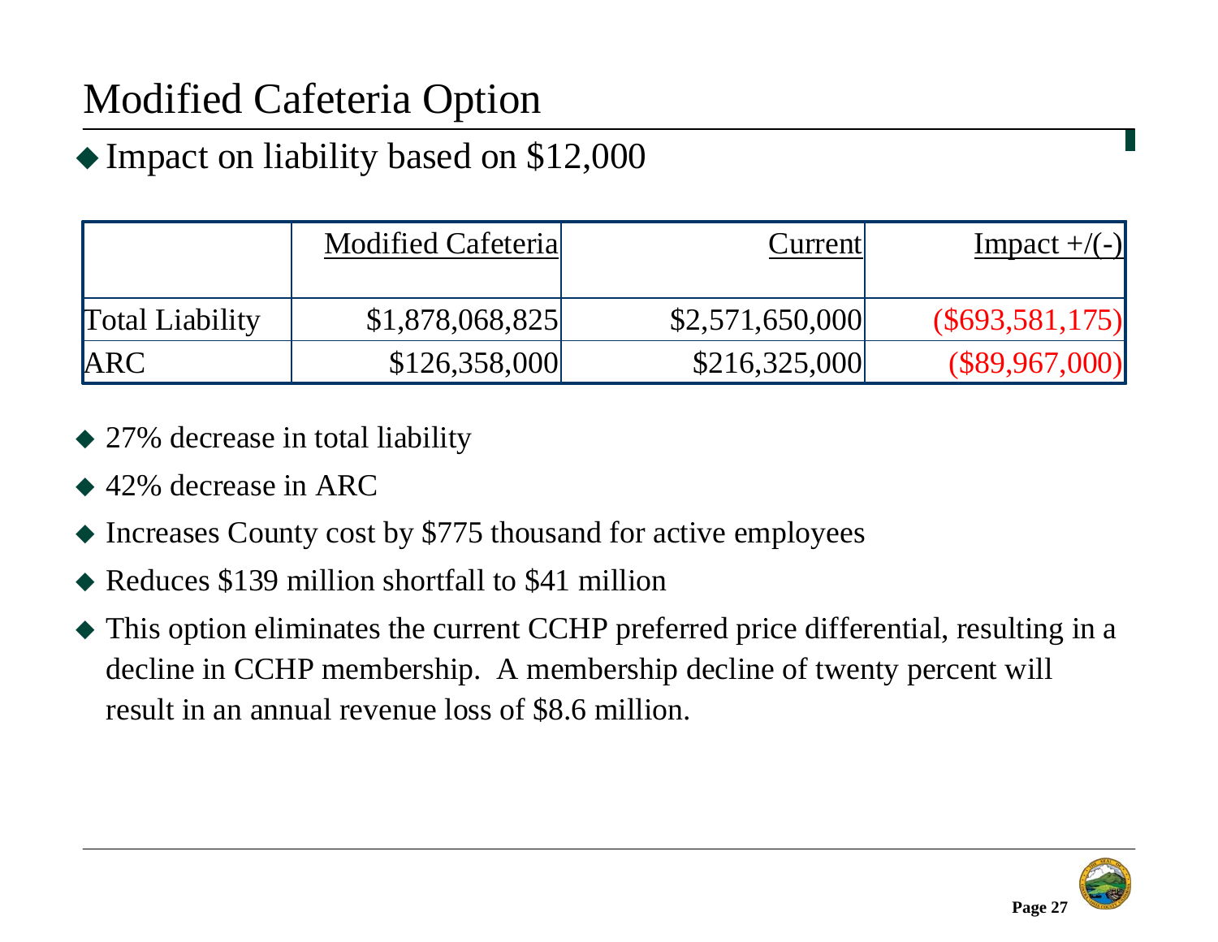# Modified Cafeteria Option

- Impact on liability based on $12,000

| | Modified Cafeteria | Current | Impact +/(-) |
|---|---|---|---|
| Total Liability | $1,878,068,825 | $2,571,650,000 | ($693,581,175) |
| ARC | $126,358,000 | $216,325,000 | ($89,967,000) |

- 27% decrease in total liability
- 42% decrease in ARC
- Increases County cost by $775 thousand for active employees
- Reduces $139 million shortfall to $41 million
- This option eliminates the current CCHP preferred price differential, resulting in a decline in CCHP membership. A membership decline of twenty percent will result in an annual revenue loss of $8.6 million.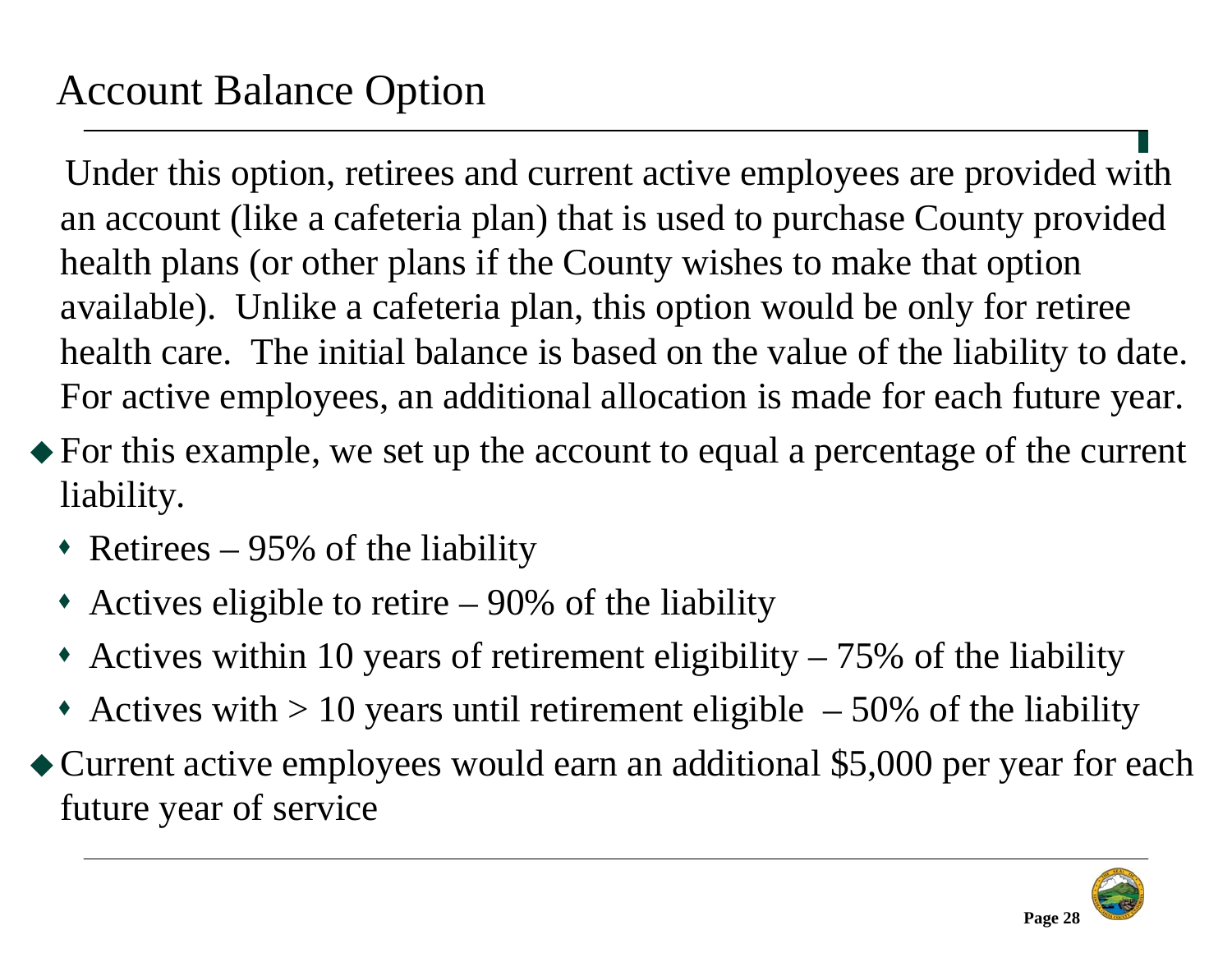# Account Balance Option

Under this option, retirees and current active employees are provided with an account (like a cafeteria plan) that is used to purchase County provided health plans (or other plans if the County wishes to make that option available). Unlike a cafeteria plan, this option would be only for retiree health care. The initial balance is based on the value of the liability to date. For active employees, an additional allocation is made for each future year.

- For this example, we set up the account to equal a percentage of the current liability.
  - Retirees – 95% of the liability
  - Actives eligible to retire – 90% of the liability
  - Actives within 10 years of retirement eligibility – 75% of the liability
  - Actives with > 10 years until retirement eligible – 50% of the liability
- Current active employees would earn an additional $5,000 per year for each future year of service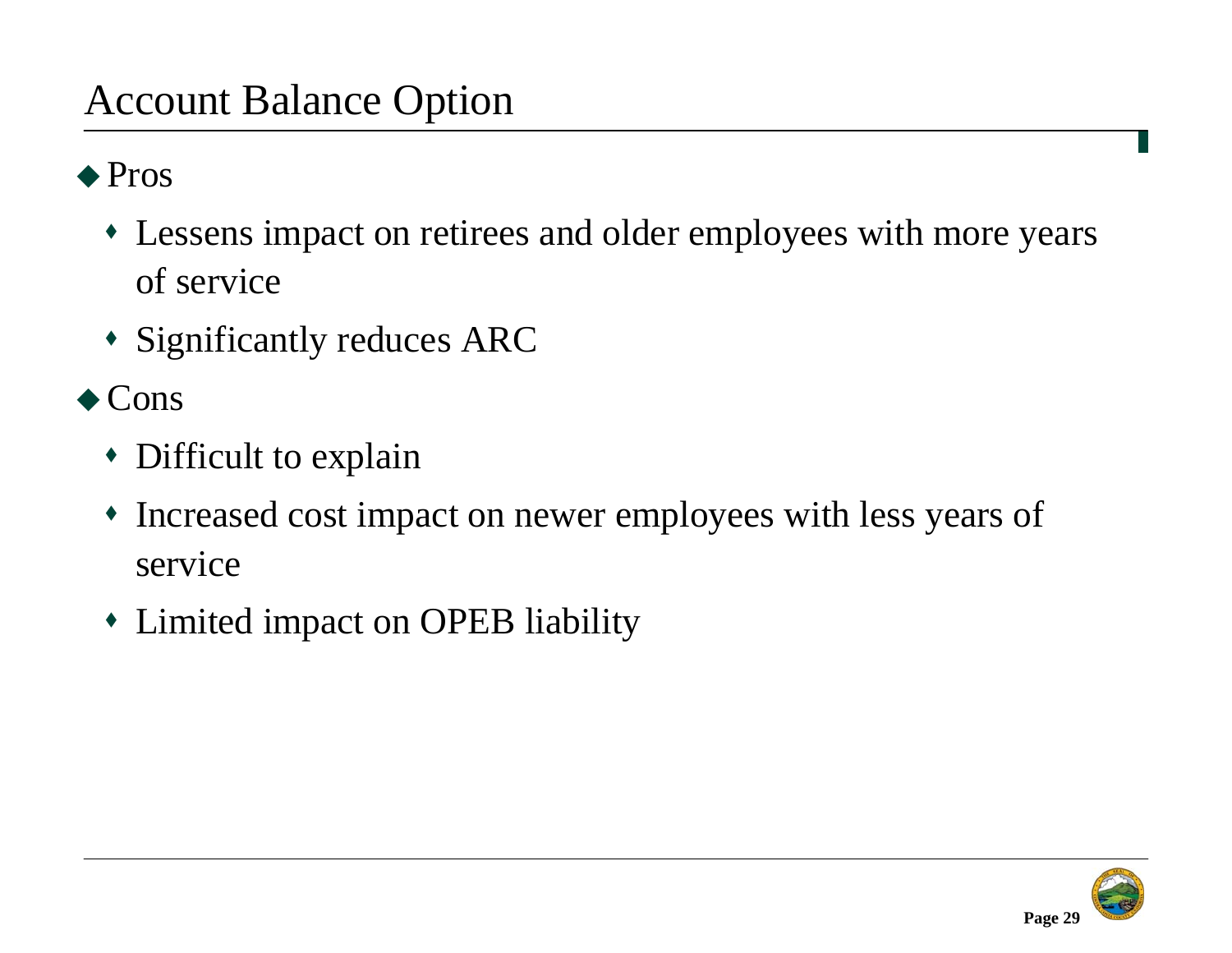# Account Balance Option

- Pros
  - Lessens impact on retirees and older employees with more years of service
  - Significantly reduces ARC
- Cons
  - Difficult to explain
  - Increased cost impact on newer employees with less years of service
  - Limited impact on OPEB liability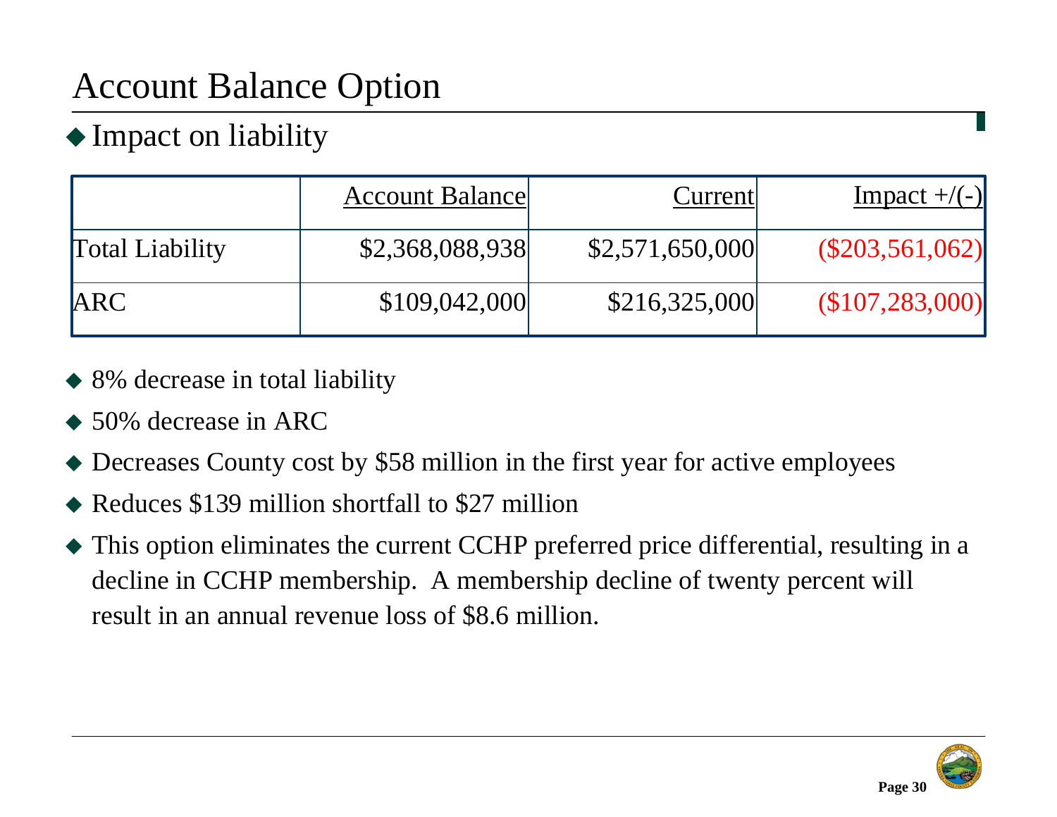# Account Balance Option

- Impact on liability

| | Account Balance | Current | Impact +/(-) |
|---|---|---|---|
| Total Liability | $2,368,088,938 | $2,571,650,000 | ($203,561,062) |
| ARC | $109,042,000 | $216,325,000 | ($107,283,000) |

- 8% decrease in total liability
- 50% decrease in ARC
- Decreases County cost by $58 million in the first year for active employees
- Reduces $139 million shortfall to $27 million
- This option eliminates the current CCHP preferred price differential, resulting in a decline in CCHP membership. A membership decline of twenty percent will result in an annual revenue loss of $8.6 million.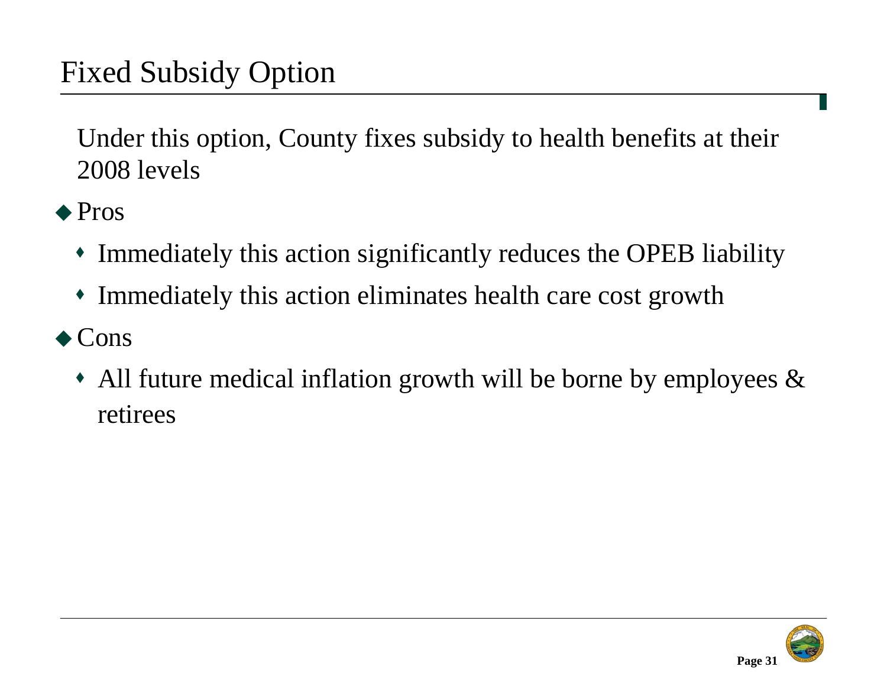# Fixed Subsidy Option

Under this option, County fixes subsidy to health benefits at their 2008 levels

- Pros
  - Immediately this action significantly reduces the OPEB liability
  - Immediately this action eliminates health care cost growth
- Cons
  - All future medical inflation growth will be borne by employees & retirees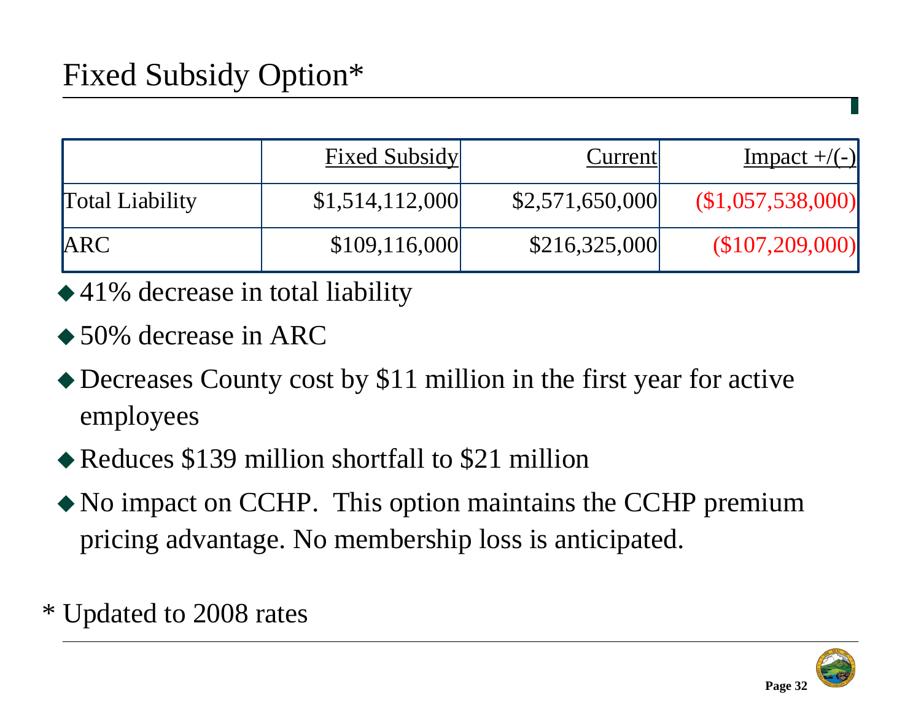# Fixed Subsidy Option*

| | Fixed Subsidy | Current | Impact +/(-) |
|---|---|---|---|
| Total Liability | $1,514,112,000 | $2,571,650,000 | ($1,057,538,000) |
| ARC | $109,116,000 | $216,325,000 | ($107,209,000) |

- 41% decrease in total liability
- 50% decrease in ARC
- Decreases County cost by $11 million in the first year for active employees
- Reduces $139 million shortfall to $21 million
- No impact on CCHP. This option maintains the CCHP premium pricing advantage. No membership loss is anticipated.

* Updated to 2008 rates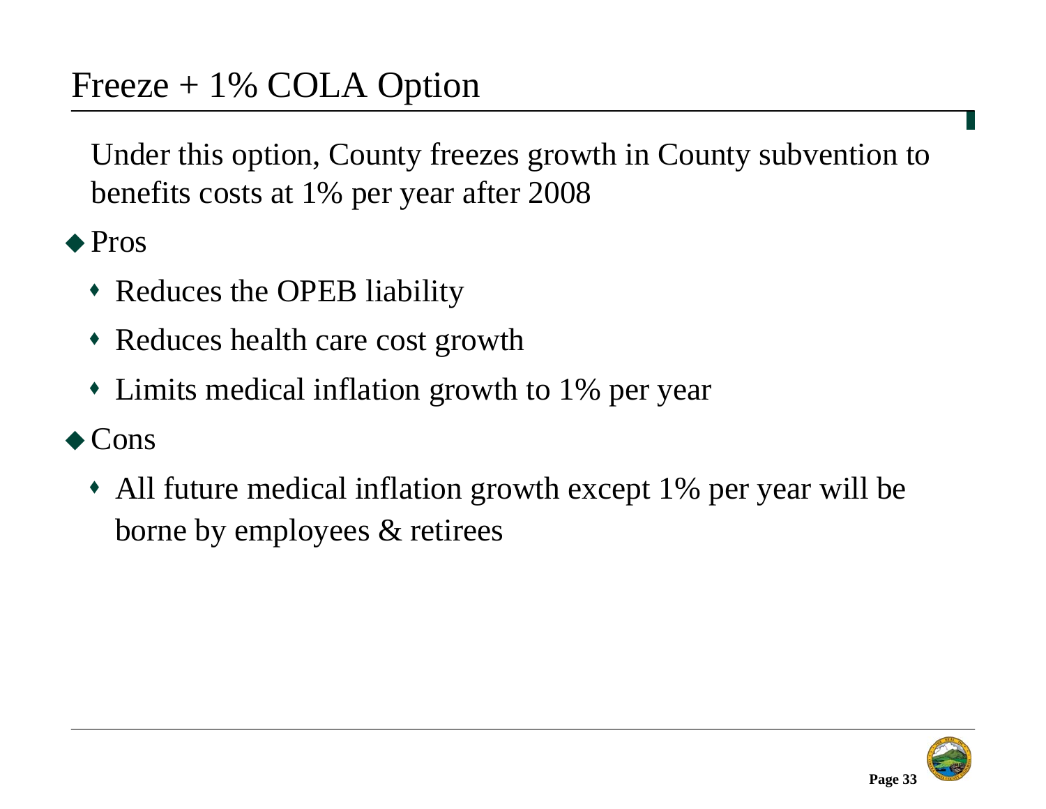# Freeze + 1% COLA Option

Under this option, County freezes growth in County subvention to benefits costs at 1% per year after 2008

- Pros
  - Reduces the OPEB liability
  - Reduces health care cost growth
  - Limits medical inflation growth to 1% per year
- Cons
  - All future medical inflation growth except 1% per year will be borne by employees & retirees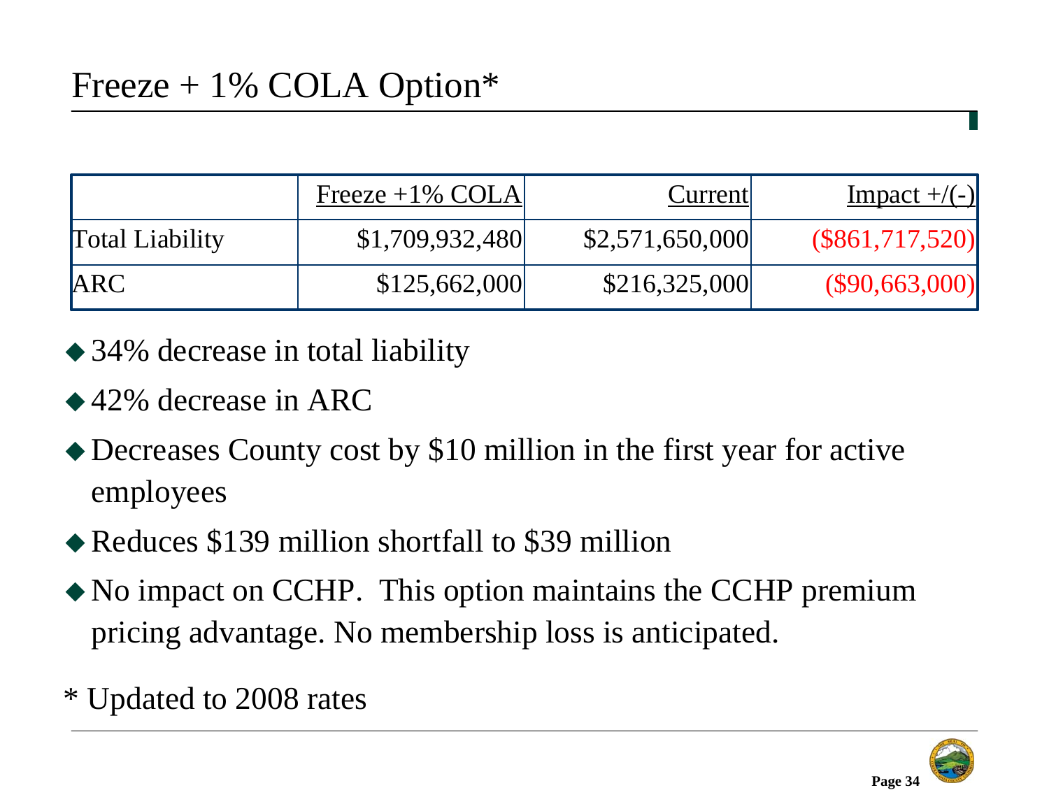# Freeze + 1% COLA Option*

| | Freeze +1% COLA | Current | Impact +/(-) |
|---|---|---|---|
| Total Liability | $1,709,932,480 | $2,571,650,000 | ($861,717,520) |
| ARC | $125,662,000 | $216,325,000 | ($90,663,000) |

- 34% decrease in total liability
- 42% decrease in ARC
- Decreases County cost by $10 million in the first year for active employees
- Reduces $139 million shortfall to $39 million
- No impact on CCHP. This option maintains the CCHP premium pricing advantage. No membership loss is anticipated.

* Updated to 2008 rates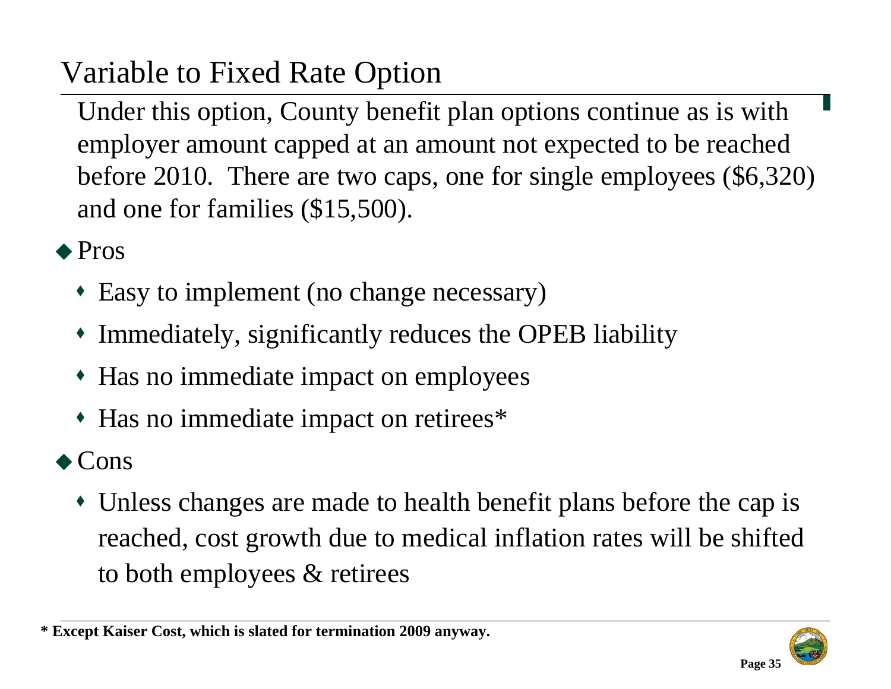# Variable to Fixed Rate Option

Under this option, County benefit plan options continue as is with employer amount capped at an amount not expected to be reached before 2010. There are two caps, one for single employees ($6,320) and one for families ($15,500).

- Pros
  - Easy to implement (no change necessary)
  - Immediately, significantly reduces the OPEB liability
  - Has no immediate impact on employees
  - Has no immediate impact on retirees*
- Cons
  - Unless changes are made to health benefit plans before the cap is reached, cost growth due to medical inflation rates will be shifted to both employees & retirees

**\* Except Kaiser Cost, which is slated for termination 2009 anyway.**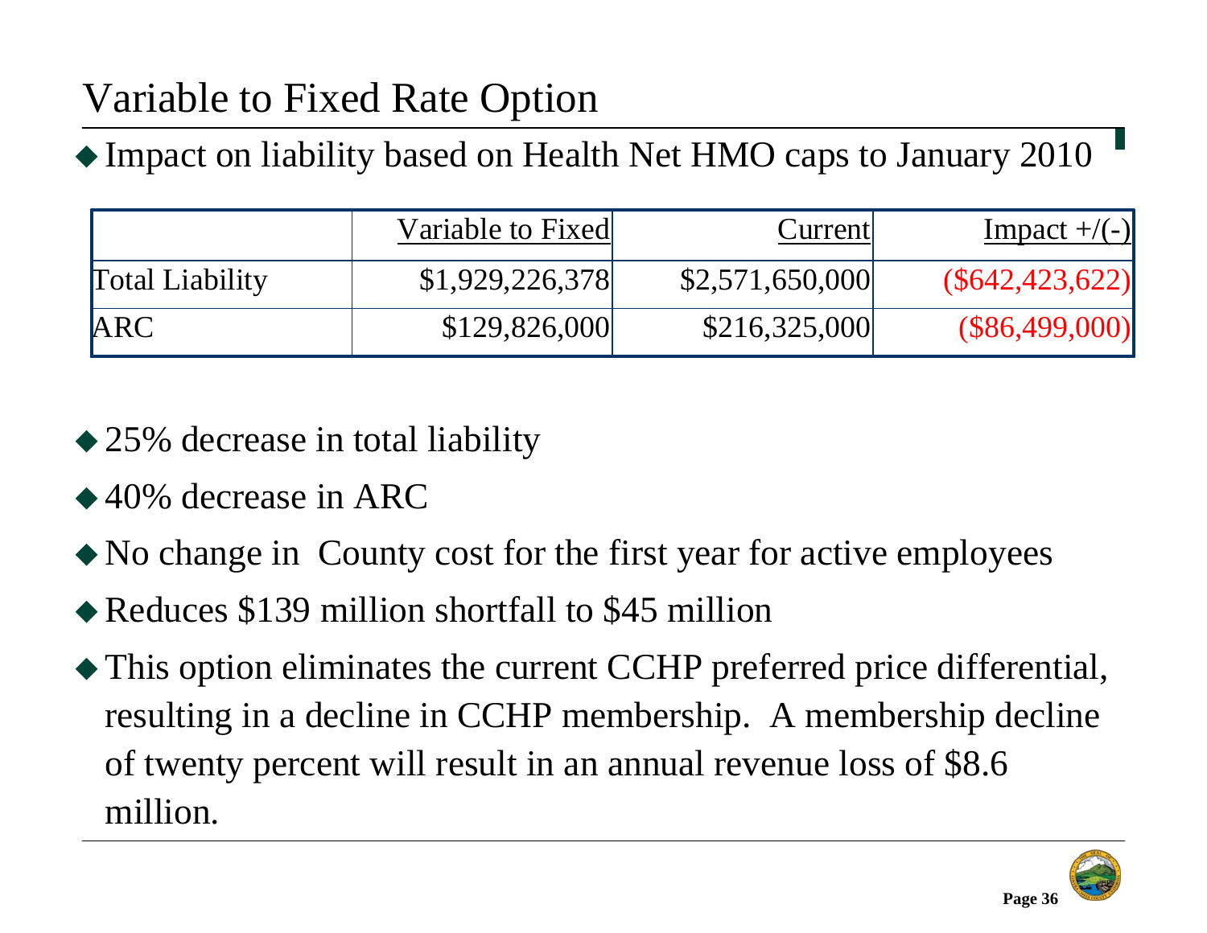# Variable to Fixed Rate Option

- Impact on liability based on Health Net HMO caps to January 2010

| | Variable to Fixed | Current | Impact +/(-) |
|---|---|---|---|
| Total Liability | $1,929,226,378 | $2,571,650,000 | ($642,423,622) |
| ARC | $129,826,000 | $216,325,000 | ($86,499,000) |

- 25% decrease in total liability
- 40% decrease in ARC
- No change in County cost for the first year for active employees
- Reduces $139 million shortfall to $45 million
- This option eliminates the current CCHP preferred price differential, resulting in a decline in CCHP membership. A membership decline of twenty percent will result in an annual revenue loss of $8.6 million.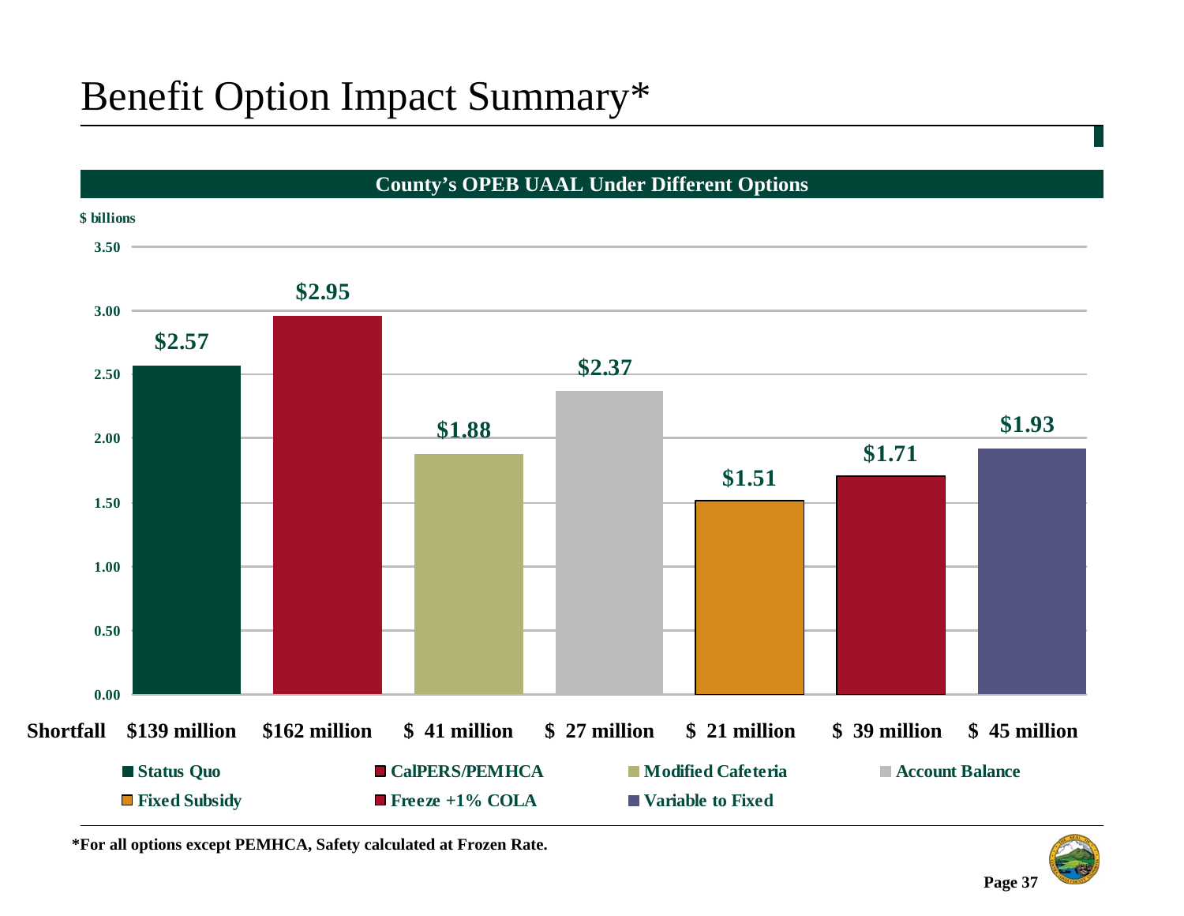# Benefit Option Impact Summary*

**County's OPEB UAAL Under Different Options**

$ billions

| Option | UAAL ($ billions) | Shortfall |
|---|---|---|
| Status Quo | $2.57 | $139 million |
| CalPERS/PEMHCA | $2.95 | $162 million |
| Modified Cafeteria | $1.88 | $ 41 million |
| Account Balance | $2.37 | $ 27 million |
| Fixed Subsidy | $1.51 | $ 21 million |
| Freeze +1% COLA | $1.71 | $ 39 million |
| Variable to Fixed | $1.93 | $ 45 million |

*For all options except PEMHCA, Safety calculated at Frozen Rate.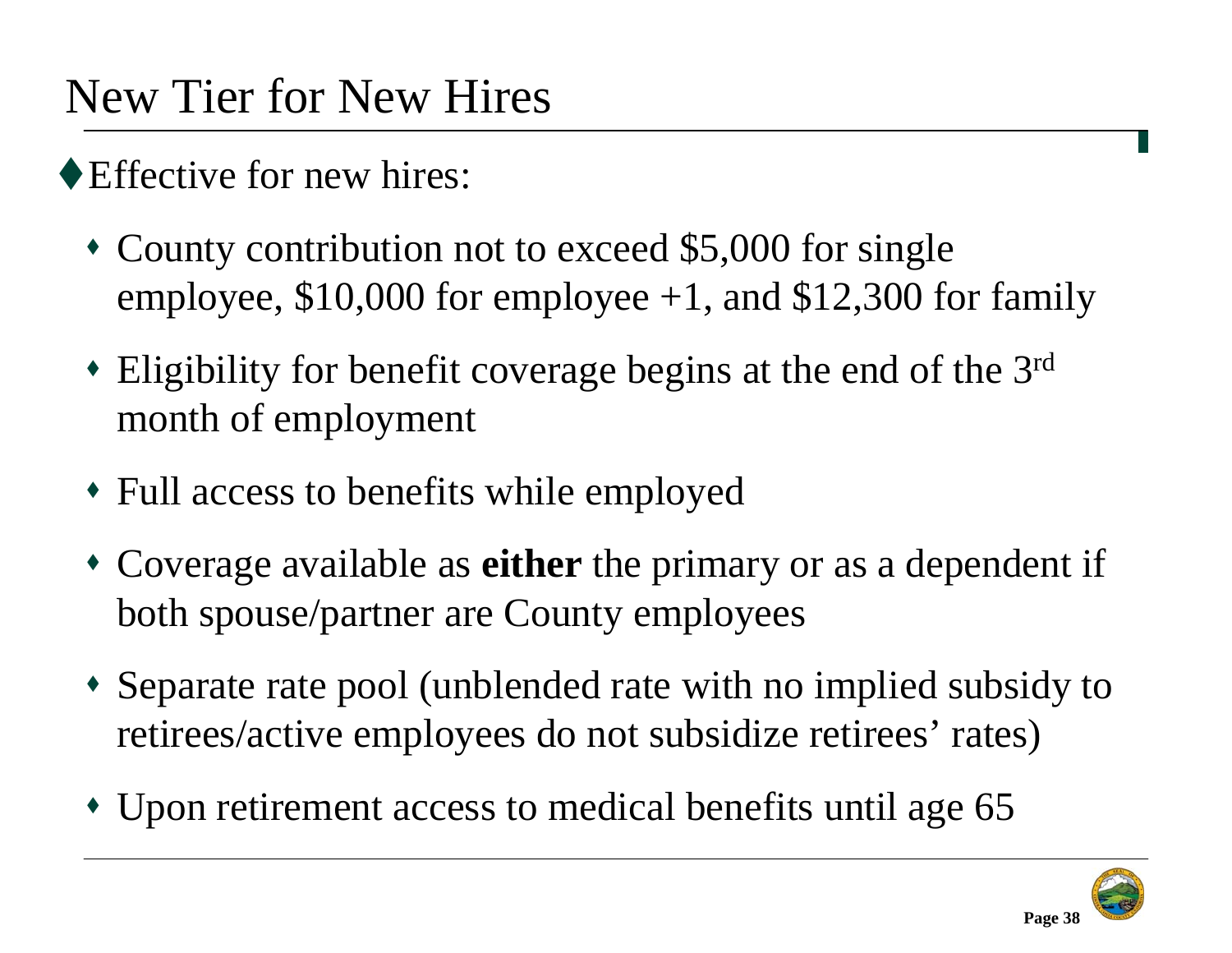# New Tier for New Hires

- Effective for new hires:
  - County contribution not to exceed $5,000 for single employee, $10,000 for employee +1, and $12,300 for family
  - Eligibility for benefit coverage begins at the end of the 3rd month of employment
  - Full access to benefits while employed
  - Coverage available as **either** the primary or as a dependent if both spouse/partner are County employees
  - Separate rate pool (unblended rate with no implied subsidy to retirees/active employees do not subsidize retirees' rates)
  - Upon retirement access to medical benefits until age 65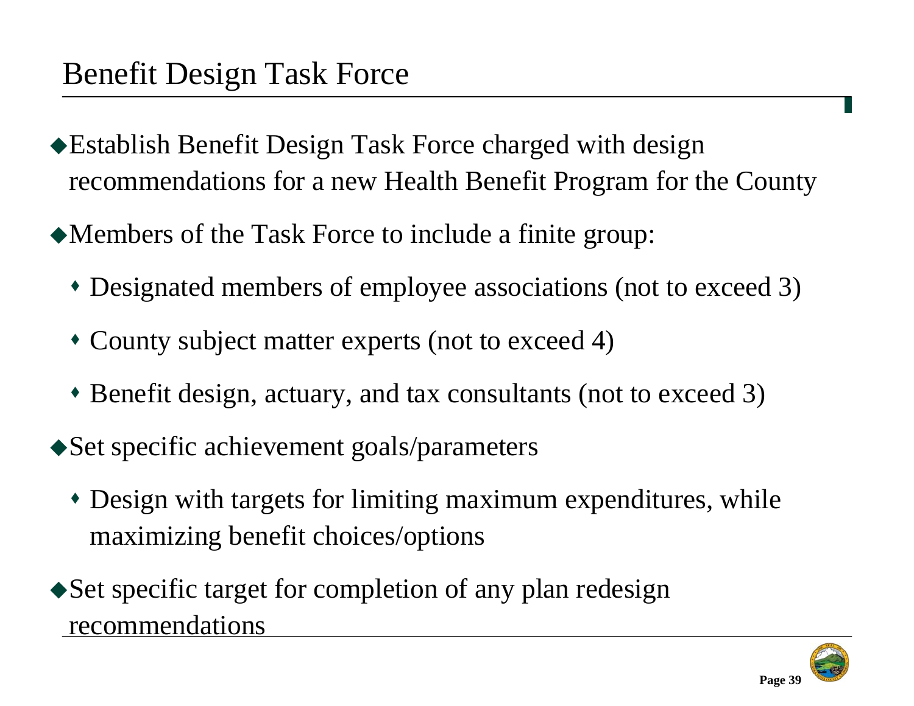# Benefit Design Task Force

- Establish Benefit Design Task Force charged with design recommendations for a new Health Benefit Program for the County
- Members of the Task Force to include a finite group:
  - Designated members of employee associations (not to exceed 3)
  - County subject matter experts (not to exceed 4)
  - Benefit design, actuary, and tax consultants (not to exceed 3)
- Set specific achievement goals/parameters
  - Design with targets for limiting maximum expenditures, while maximizing benefit choices/options
- Set specific target for completion of any plan redesign recommendations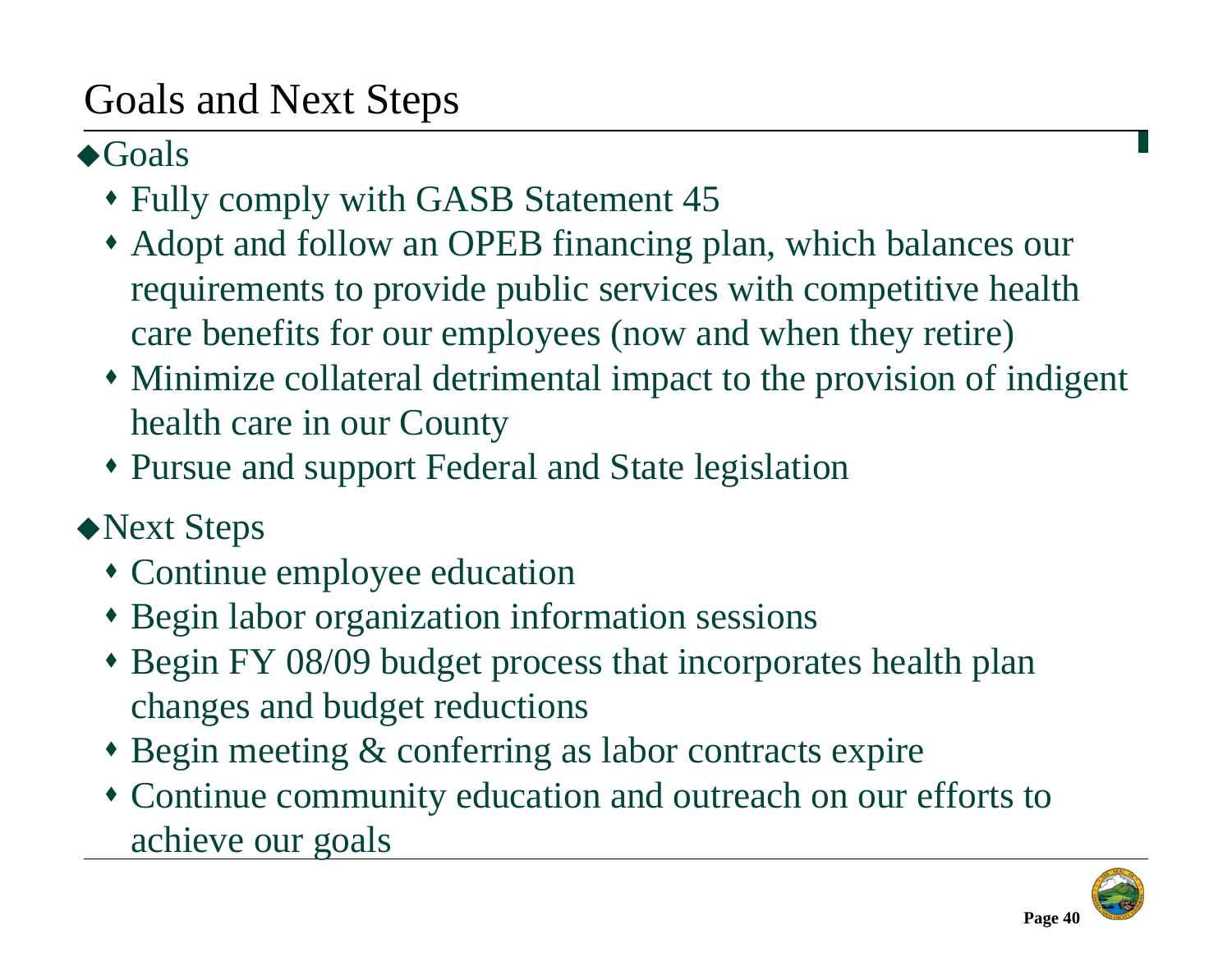# Goals and Next Steps

- Goals
  - Fully comply with GASB Statement 45
  - Adopt and follow an OPEB financing plan, which balances our requirements to provide public services with competitive health care benefits for our employees (now and when they retire)
  - Minimize collateral detrimental impact to the provision of indigent health care in our County
  - Pursue and support Federal and State legislation
- Next Steps
  - Continue employee education
  - Begin labor organization information sessions
  - Begin FY 08/09 budget process that incorporates health plan changes and budget reductions
  - Begin meeting & conferring as labor contracts expire
  - Continue community education and outreach on our efforts to achieve our goals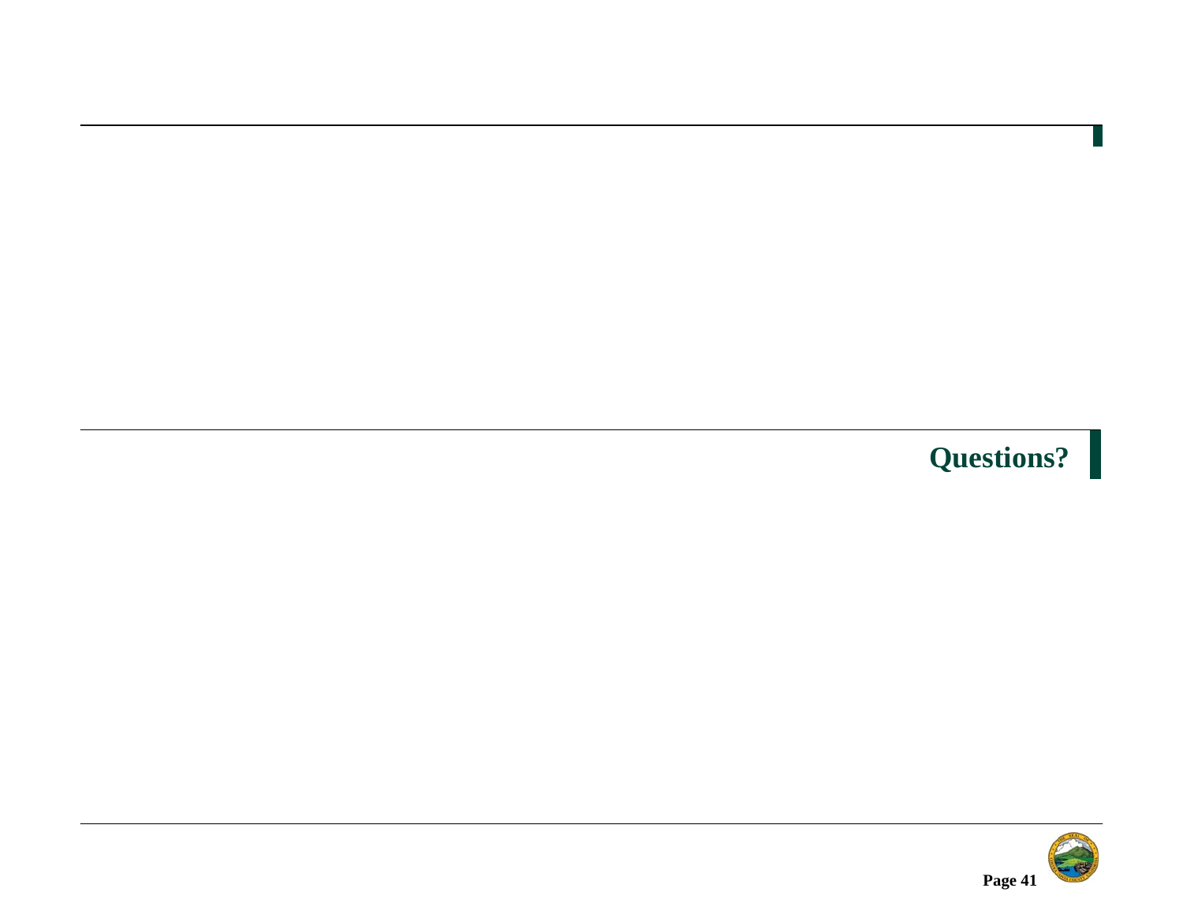# Questions?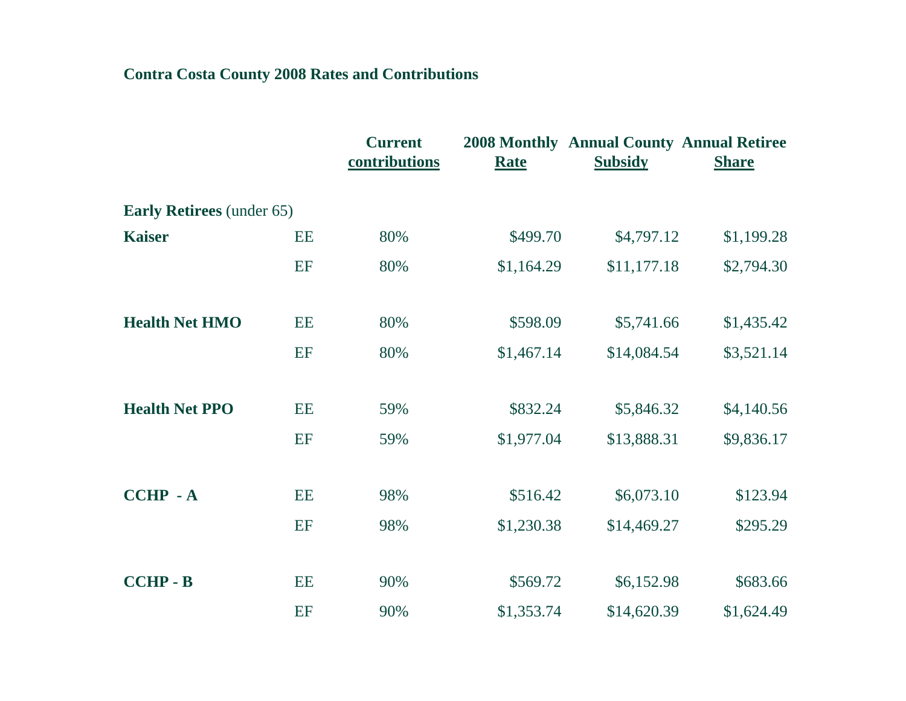**Contra Costa County 2008 Rates and Contributions**

| | | Current contributions | 2008 Monthly Rate | Annual County Subsidy | Annual Retiree Share |
|---|---|---|---|---|---|
| **Early Retirees** (under 65) | | | | | |
| **Kaiser** | EE | 80% | $499.70 | $4,797.12 | $1,199.28 |
| | EF | 80% | $1,164.29 | $11,177.18 | $2,794.30 |
| **Health Net HMO** | EE | 80% | $598.09 | $5,741.66 | $1,435.42 |
| | EF | 80% | $1,467.14 | $14,084.54 | $3,521.14 |
| **Health Net PPO** | EE | 59% | $832.24 | $5,846.32 | $4,140.56 |
| | EF | 59% | $1,977.04 | $13,888.31 | $9,836.17 |
| **CCHP - A** | EE | 98% | $516.42 | $6,073.10 | $123.94 |
| | EF | 98% | $1,230.38 | $14,469.27 | $295.29 |
| **CCHP - B** | EE | 90% | $569.72 | $6,152.98 | $683.66 |
| | EF | 90% | $1,353.74 | $14,620.39 | $1,624.49 |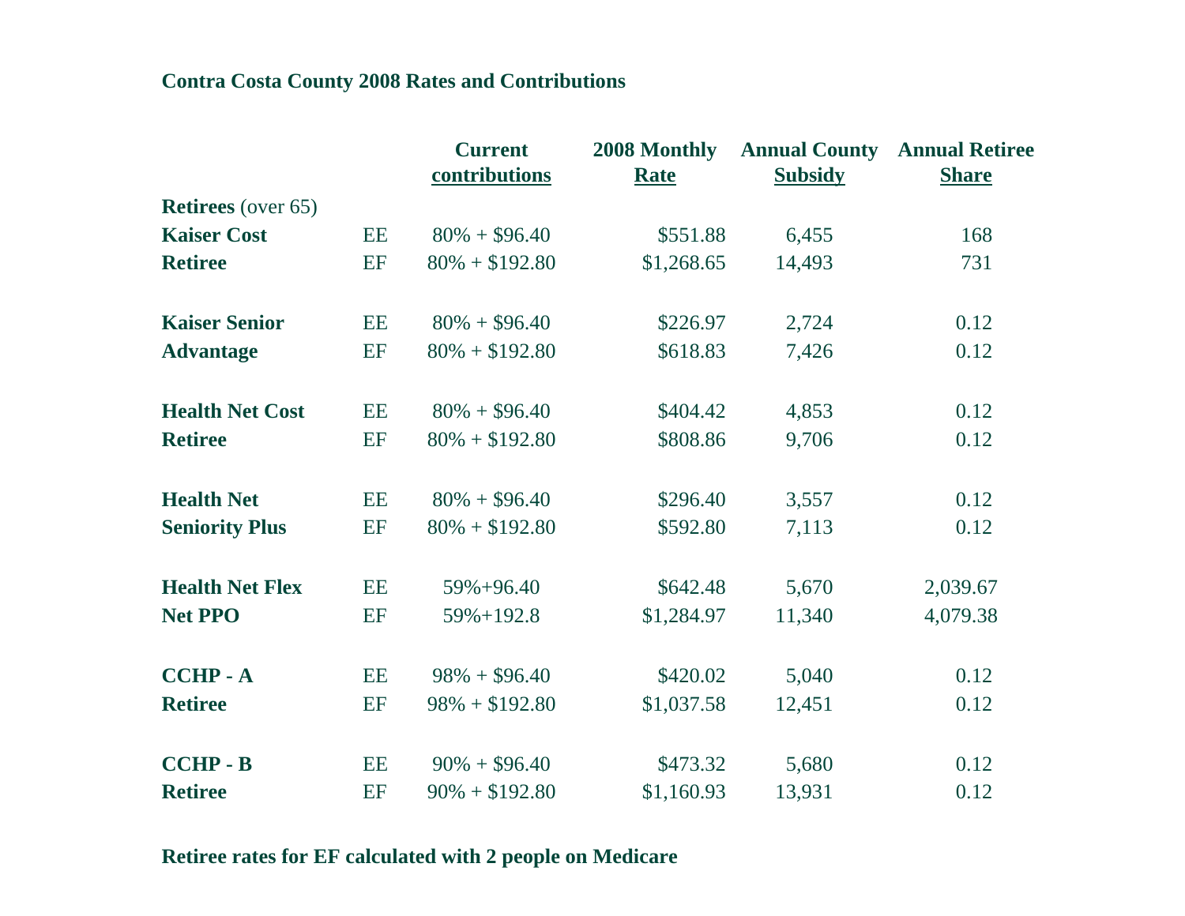**Contra Costa County 2008 Rates and Contributions**

| | | Current contributions | 2008 Monthly Rate | Annual County Subsidy | Annual Retiree Share |
|---|---|---|---|---|---|
| **Retirees** (over 65) | | | | | |
| **Kaiser Cost** | EE | 80% + $96.40 | $551.88 | 6,455 | 168 |
| **Retiree** | EF | 80% + $192.80 | $1,268.65 | 14,493 | 731 |
| | | | | | |
| **Kaiser Senior** | EE | 80% + $96.40 | $226.97 | 2,724 | 0.12 |
| **Advantage** | EF | 80% + $192.80 | $618.83 | 7,426 | 0.12 |
| | | | | | |
| **Health Net Cost** | EE | 80% + $96.40 | $404.42 | 4,853 | 0.12 |
| **Retiree** | EF | 80% + $192.80 | $808.86 | 9,706 | 0.12 |
| | | | | | |
| **Health Net** | EE | 80% + $96.40 | $296.40 | 3,557 | 0.12 |
| **Seniority Plus** | EF | 80% + $192.80 | $592.80 | 7,113 | 0.12 |
| | | | | | |
| **Health Net Flex** | EE | 59%+96.40 | $642.48 | 5,670 | 2,039.67 |
| **Net PPO** | EF | 59%+192.8 | $1,284.97 | 11,340 | 4,079.38 |
| | | | | | |
| **CCHP - A** | EE | 98% + $96.40 | $420.02 | 5,040 | 0.12 |
| **Retiree** | EF | 98% + $192.80 | $1,037.58 | 12,451 | 0.12 |
| | | | | | |
| **CCHP - B** | EE | 90% + $96.40 | $473.32 | 5,680 | 0.12 |
| **Retiree** | EF | 90% + $192.80 | $1,160.93 | 13,931 | 0.12 |

**Retiree rates for EF calculated with 2 people on Medicare**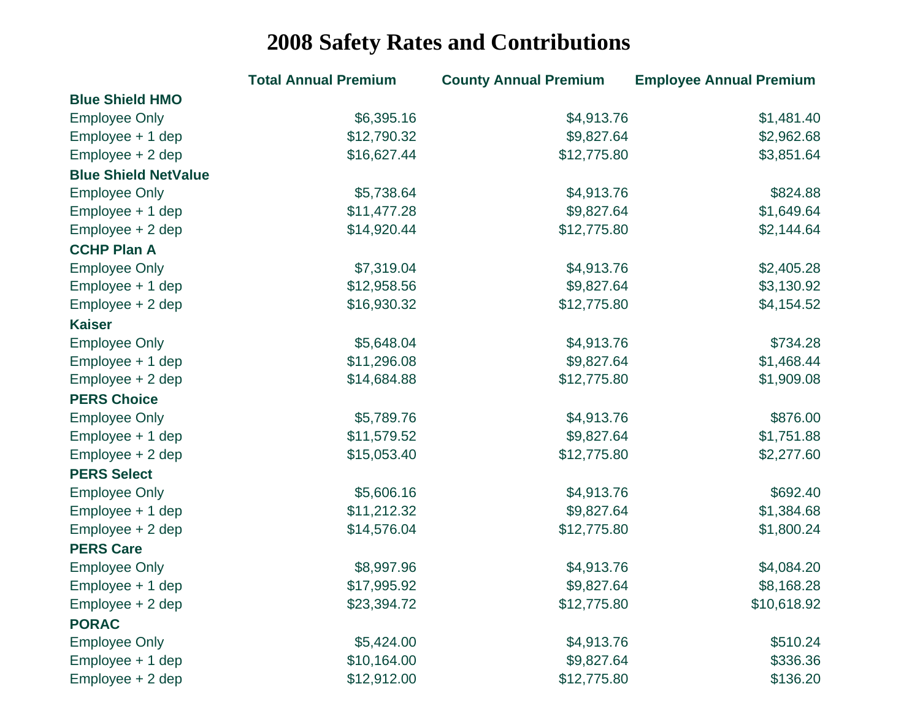# 2008 Safety Rates and Contributions

| | Total Annual Premium | County Annual Premium | Employee Annual Premium |
|---|---|---|---|
| **Blue Shield HMO** | | | |
| Employee Only | $6,395.16 | $4,913.76 | $1,481.40 |
| Employee + 1 dep | $12,790.32 | $9,827.64 | $2,962.68 |
| Employee + 2 dep | $16,627.44 | $12,775.80 | $3,851.64 |
| **Blue Shield NetValue** | | | |
| Employee Only | $5,738.64 | $4,913.76 | $824.88 |
| Employee + 1 dep | $11,477.28 | $9,827.64 | $1,649.64 |
| Employee + 2 dep | $14,920.44 | $12,775.80 | $2,144.64 |
| **CCHP Plan A** | | | |
| Employee Only | $7,319.04 | $4,913.76 | $2,405.28 |
| Employee + 1 dep | $12,958.56 | $9,827.64 | $3,130.92 |
| Employee + 2 dep | $16,930.32 | $12,775.80 | $4,154.52 |
| **Kaiser** | | | |
| Employee Only | $5,648.04 | $4,913.76 | $734.28 |
| Employee + 1 dep | $11,296.08 | $9,827.64 | $1,468.44 |
| Employee + 2 dep | $14,684.88 | $12,775.80 | $1,909.08 |
| **PERS Choice** | | | |
| Employee Only | $5,789.76 | $4,913.76 | $876.00 |
| Employee + 1 dep | $11,579.52 | $9,827.64 | $1,751.88 |
| Employee + 2 dep | $15,053.40 | $12,775.80 | $2,277.60 |
| **PERS Select** | | | |
| Employee Only | $5,606.16 | $4,913.76 | $692.40 |
| Employee + 1 dep | $11,212.32 | $9,827.64 | $1,384.68 |
| Employee + 2 dep | $14,576.04 | $12,775.80 | $1,800.24 |
| **PERS Care** | | | |
| Employee Only | $8,997.96 | $4,913.76 | $4,084.20 |
| Employee + 1 dep | $17,995.92 | $9,827.64 | $8,168.28 |
| Employee + 2 dep | $23,394.72 | $12,775.80 | $10,618.92 |
| **PORAC** | | | |
| Employee Only | $5,424.00 | $4,913.76 | $510.24 |
| Employee + 1 dep | $10,164.00 | $9,827.64 | $336.36 |
| Employee + 2 dep | $12,912.00 | $12,775.80 | $136.20 |